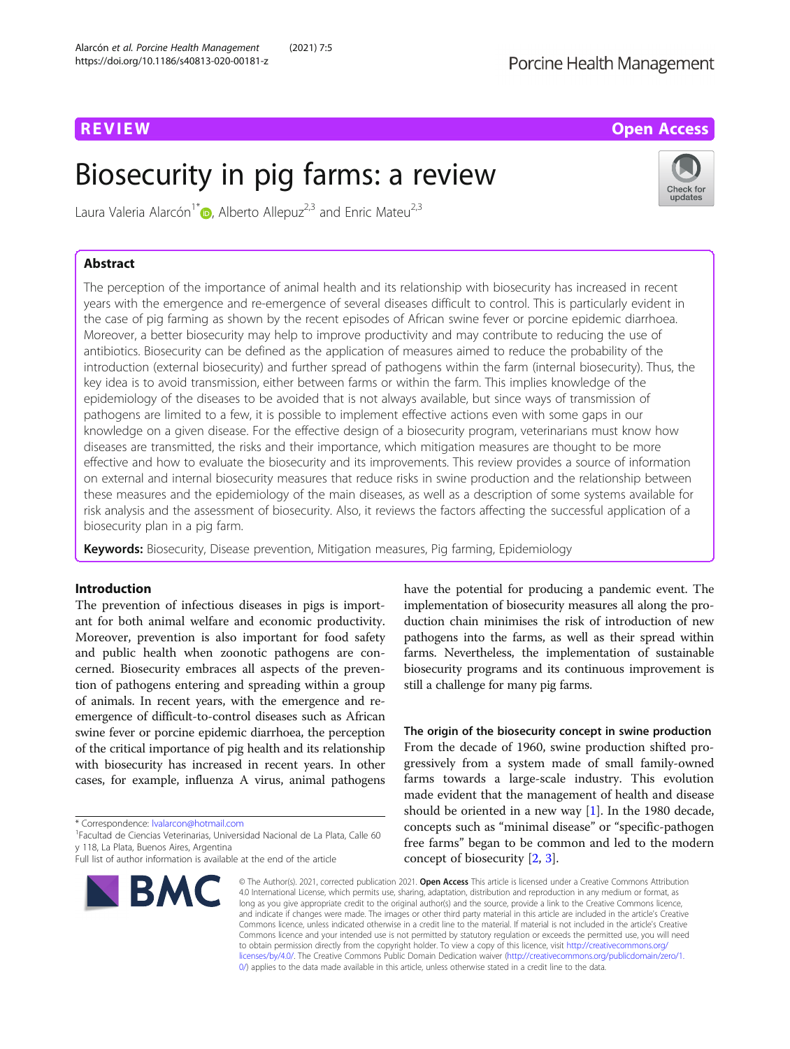REVIEW

Open Access

# Biosecurity in pig farms: a review

Laura Valeria Alarcón[1*], Alberto Allepuz[2,3] and Enric Mateu[2,3]

## Abstract

The perception of the importance of animal health and its relationship with biosecurity has increased in recent years with the emergence and re-emergence of several diseases difficult to control. This is particularly evident in the case of pig farming as shown by the recent episodes of African swine fever or porcine epidemic diarrhoea. Moreover, a better biosecurity may help to improve productivity and may contribute to reducing the use of antibiotics. Biosecurity can be defined as the application of measures aimed to reduce the probability of the introduction (external biosecurity) and further spread of pathogens within the farm (internal biosecurity). Thus, the key idea is to avoid transmission, either between farms or within the farm. This implies knowledge of the epidemiology of the diseases to be avoided that is not always available, but since ways of transmission of pathogens are limited to a few, it is possible to implement effective actions even with some gaps in our knowledge on a given disease. For the effective design of a biosecurity program, veterinarians must know how diseases are transmitted, the risks and their importance, which mitigation measures are thought to be more effective and how to evaluate the biosecurity and its improvements. This review provides a source of information on external and internal biosecurity measures that reduce risks in swine production and the relationship between these measures and the epidemiology of the main diseases, as well as a description of some systems available for risk analysis and the assessment of biosecurity. Also, it reviews the factors affecting the successful application of a biosecurity plan in a pig farm.

**Keywords:** Biosecurity, Disease prevention, Mitigation measures, Pig farming, Epidemiology

## Introduction

The prevention of infectious diseases in pigs is important for both animal welfare and economic productivity. Moreover, prevention is also important for food safety and public health when zoonotic pathogens are concerned. Biosecurity embraces all aspects of the prevention of pathogens entering and spreading within a group of animals. In recent years, with the emergence and re-emergence of difficult-to-control diseases such as African swine fever or porcine epidemic diarrhoea, the perception of the critical importance of pig health and its relationship with biosecurity has increased in recent years. In other cases, for example, influenza A virus, animal pathogens have the potential for producing a pandemic event. The implementation of biosecurity measures all along the production chain minimises the risk of introduction of new pathogens into the farms, as well as their spread within farms. Nevertheless, the implementation of sustainable biosecurity programs and its continuous improvement is still a challenge for many pig farms.

### The origin of the biosecurity concept in swine production

From the decade of 1960, swine production shifted progressively from a system made of small family-owned farms towards a large-scale industry. This evolution made evident that the management of health and disease should be oriented in a new way [1]. In the 1980 decade, concepts such as "minimal disease" or "specific-pathogen free farms" began to be common and led to the modern concept of biosecurity [2, 3].

\* Correspondence: lvalarcon@hotmail.com
[1]Facultad de Ciencias Veterinarias, Universidad Nacional de La Plata, Calle 60 y 118, La Plata, Buenos Aires, Argentina
Full list of author information is available at the end of the article

© The Author(s). 2021, corrected publication 2021. **Open Access** This article is licensed under a Creative Commons Attribution 4.0 International License, which permits use, sharing, adaptation, distribution and reproduction in any medium or format, as long as you give appropriate credit to the original author(s) and the source, provide a link to the Creative Commons licence, and indicate if changes were made. The images or other third party material in this article are included in the article's Creative Commons licence, unless indicated otherwise in a credit line to the material. If material is not included in the article's Creative Commons licence and your intended use is not permitted by statutory regulation or exceeds the permitted use, you will need to obtain permission directly from the copyright holder. To view a copy of this licence, visit http://creativecommons.org/licenses/by/4.0/. The Creative Commons Public Domain Dedication waiver (http://creativecommons.org/publicdomain/zero/1.0/) applies to the data made available in this article, unless otherwise stated in a credit line to the data.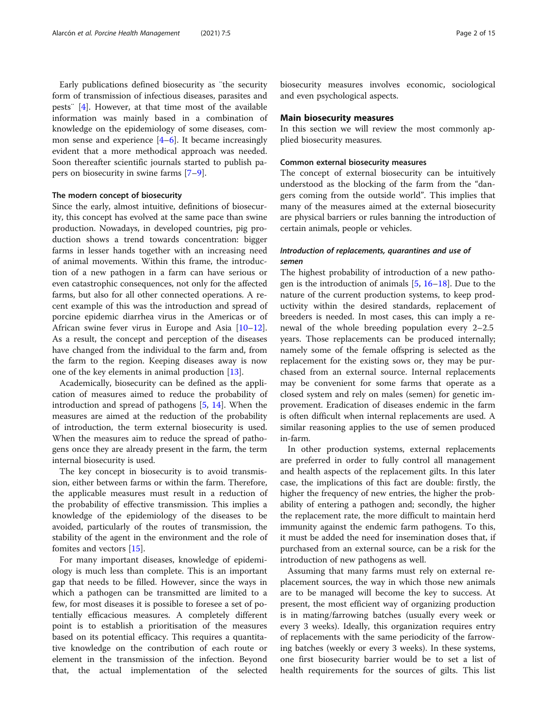Early publications defined biosecurity as ¨the security form of transmission of infectious diseases, parasites and pests¨ [4]. However, at that time most of the available information was mainly based in a combination of knowledge on the epidemiology of some diseases, common sense and experience [4–6]. It became increasingly evident that a more methodical approach was needed. Soon thereafter scientific journals started to publish papers on biosecurity in swine farms [7–9].

### The modern concept of biosecurity

Since the early, almost intuitive, definitions of biosecurity, this concept has evolved at the same pace than swine production. Nowadays, in developed countries, pig production shows a trend towards concentration: bigger farms in lesser hands together with an increasing need of animal movements. Within this frame, the introduction of a new pathogen in a farm can have serious or even catastrophic consequences, not only for the affected farms, but also for all other connected operations. A recent example of this was the introduction and spread of porcine epidemic diarrhea virus in the Americas or of African swine fever virus in Europe and Asia [10–12]. As a result, the concept and perception of the diseases have changed from the individual to the farm and, from the farm to the region. Keeping diseases away is now one of the key elements in animal production [13].

Academically, biosecurity can be defined as the application of measures aimed to reduce the probability of introduction and spread of pathogens [5, 14]. When the measures are aimed at the reduction of the probability of introduction, the term external biosecurity is used. When the measures aim to reduce the spread of pathogens once they are already present in the farm, the term internal biosecurity is used.

The key concept in biosecurity is to avoid transmission, either between farms or within the farm. Therefore, the applicable measures must result in a reduction of the probability of effective transmission. This implies a knowledge of the epidemiology of the diseases to be avoided, particularly of the routes of transmission, the stability of the agent in the environment and the role of fomites and vectors [15].

For many important diseases, knowledge of epidemiology is much less than complete. This is an important gap that needs to be filled. However, since the ways in which a pathogen can be transmitted are limited to a few, for most diseases it is possible to foresee a set of potentially efficacious measures. A completely different point is to establish a prioritisation of the measures based on its potential efficacy. This requires a quantitative knowledge on the contribution of each route or element in the transmission of the infection. Beyond that, the actual implementation of the selected biosecurity measures involves economic, sociological and even psychological aspects.

## Main biosecurity measures

In this section we will review the most commonly applied biosecurity measures.

### Common external biosecurity measures

The concept of external biosecurity can be intuitively understood as the blocking of the farm from the "dangers coming from the outside world". This implies that many of the measures aimed at the external biosecurity are physical barriers or rules banning the introduction of certain animals, people or vehicles.

#### *Introduction of replacements, quarantines and use of semen*

The highest probability of introduction of a new pathogen is the introduction of animals [5, 16–18]. Due to the nature of the current production systems, to keep productivity within the desired standards, replacement of breeders is needed. In most cases, this can imply a renewal of the whole breeding population every 2–2.5 years. Those replacements can be produced internally; namely some of the female offspring is selected as the replacement for the existing sows or, they may be purchased from an external source. Internal replacements may be convenient for some farms that operate as a closed system and rely on males (semen) for genetic improvement. Eradication of diseases endemic in the farm is often difficult when internal replacements are used. A similar reasoning applies to the use of semen produced in-farm.

In other production systems, external replacements are preferred in order to fully control all management and health aspects of the replacement gilts. In this later case, the implications of this fact are double: firstly, the higher the frequency of new entries, the higher the probability of entering a pathogen and; secondly, the higher the replacement rate, the more difficult to maintain herd immunity against the endemic farm pathogens. To this, it must be added the need for insemination doses that, if purchased from an external source, can be a risk for the introduction of new pathogens as well.

Assuming that many farms must rely on external replacement sources, the way in which those new animals are to be managed will become the key to success. At present, the most efficient way of organizing production is in mating/farrowing batches (usually every week or every 3 weeks). Ideally, this organization requires entry of replacements with the same periodicity of the farrowing batches (weekly or every 3 weeks). In these systems, one first biosecurity barrier would be to set a list of health requirements for the sources of gilts. This list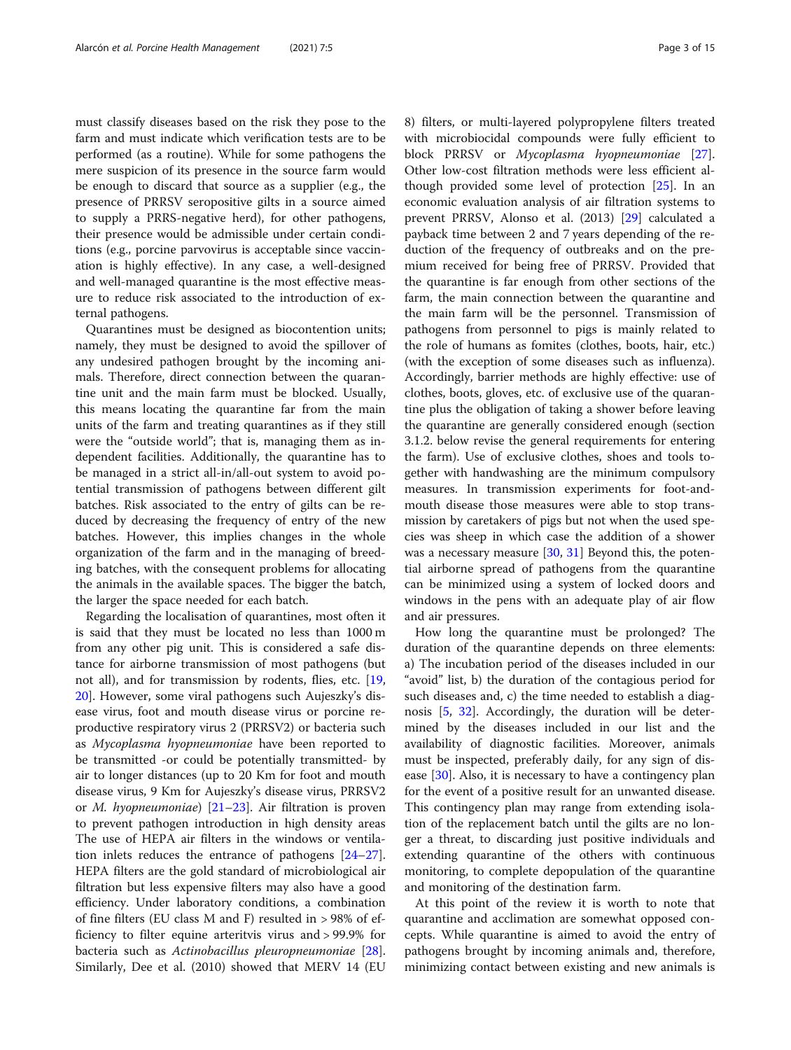must classify diseases based on the risk they pose to the farm and must indicate which verification tests are to be performed (as a routine). While for some pathogens the mere suspicion of its presence in the source farm would be enough to discard that source as a supplier (e.g., the presence of PRRSV seropositive gilts in a source aimed to supply a PRRS-negative herd), for other pathogens, their presence would be admissible under certain conditions (e.g., porcine parvovirus is acceptable since vaccination is highly effective). In any case, a well-designed and well-managed quarantine is the most effective measure to reduce risk associated to the introduction of external pathogens.

Quarantines must be designed as biocontention units; namely, they must be designed to avoid the spillover of any undesired pathogen brought by the incoming animals. Therefore, direct connection between the quarantine unit and the main farm must be blocked. Usually, this means locating the quarantine far from the main units of the farm and treating quarantines as if they still were the "outside world"; that is, managing them as independent facilities. Additionally, the quarantine has to be managed in a strict all-in/all-out system to avoid potential transmission of pathogens between different gilt batches. Risk associated to the entry of gilts can be reduced by decreasing the frequency of entry of the new batches. However, this implies changes in the whole organization of the farm and in the managing of breeding batches, with the consequent problems for allocating the animals in the available spaces. The bigger the batch, the larger the space needed for each batch.

Regarding the localisation of quarantines, most often it is said that they must be located no less than 1000 m from any other pig unit. This is considered a safe distance for airborne transmission of most pathogens (but not all), and for transmission by rodents, flies, etc. [19, 20]. However, some viral pathogens such Aujeszky's disease virus, foot and mouth disease virus or porcine reproductive respiratory virus 2 (PRRSV2) or bacteria such as *Mycoplasma hyopneumoniae* have been reported to be transmitted -or could be potentially transmitted- by air to longer distances (up to 20 Km for foot and mouth disease virus, 9 Km for Aujeszky's disease virus, PRRSV2 or *M. hyopneumoniae*) [21–23]. Air filtration is proven to prevent pathogen introduction in high density areas The use of HEPA air filters in the windows or ventilation inlets reduces the entrance of pathogens [24–27]. HEPA filters are the gold standard of microbiological air filtration but less expensive filters may also have a good efficiency. Under laboratory conditions, a combination of fine filters (EU class M and F) resulted in > 98% of efficiency to filter equine arteritvis virus and > 99.9% for bacteria such as *Actinobacillus pleuropneumoniae* [28]. Similarly, Dee et al. (2010) showed that MERV 14 (EU 8) filters, or multi-layered polypropylene filters treated with microbiocidal compounds were fully efficient to block PRRSV or *Mycoplasma hyopneumoniae* [27]. Other low-cost filtration methods were less efficient although provided some level of protection [25]. In an economic evaluation analysis of air filtration systems to prevent PRRSV, Alonso et al. (2013) [29] calculated a payback time between 2 and 7 years depending of the reduction of the frequency of outbreaks and on the premium received for being free of PRRSV. Provided that the quarantine is far enough from other sections of the farm, the main connection between the quarantine and the main farm will be the personnel. Transmission of pathogens from personnel to pigs is mainly related to the role of humans as fomites (clothes, boots, hair, etc.) (with the exception of some diseases such as influenza). Accordingly, barrier methods are highly effective: use of clothes, boots, gloves, etc. of exclusive use of the quarantine plus the obligation of taking a shower before leaving the quarantine are generally considered enough (section 3.1.2. below revise the general requirements for entering the farm). Use of exclusive clothes, shoes and tools together with handwashing are the minimum compulsory measures. In transmission experiments for foot-and-mouth disease those measures were able to stop transmission by caretakers of pigs but not when the used species was sheep in which case the addition of a shower was a necessary measure [30, 31] Beyond this, the potential airborne spread of pathogens from the quarantine can be minimized using a system of locked doors and windows in the pens with an adequate play of air flow and air pressures.

How long the quarantine must be prolonged? The duration of the quarantine depends on three elements: a) The incubation period of the diseases included in our "avoid" list, b) the duration of the contagious period for such diseases and, c) the time needed to establish a diagnosis [5, 32]. Accordingly, the duration will be determined by the diseases included in our list and the availability of diagnostic facilities. Moreover, animals must be inspected, preferably daily, for any sign of disease [30]. Also, it is necessary to have a contingency plan for the event of a positive result for an unwanted disease. This contingency plan may range from extending isolation of the replacement batch until the gilts are no longer a threat, to discarding just positive individuals and extending quarantine of the others with continuous monitoring, to complete depopulation of the quarantine and monitoring of the destination farm.

At this point of the review it is worth to note that quarantine and acclimation are somewhat opposed concepts. While quarantine is aimed to avoid the entry of pathogens brought by incoming animals and, therefore, minimizing contact between existing and new animals is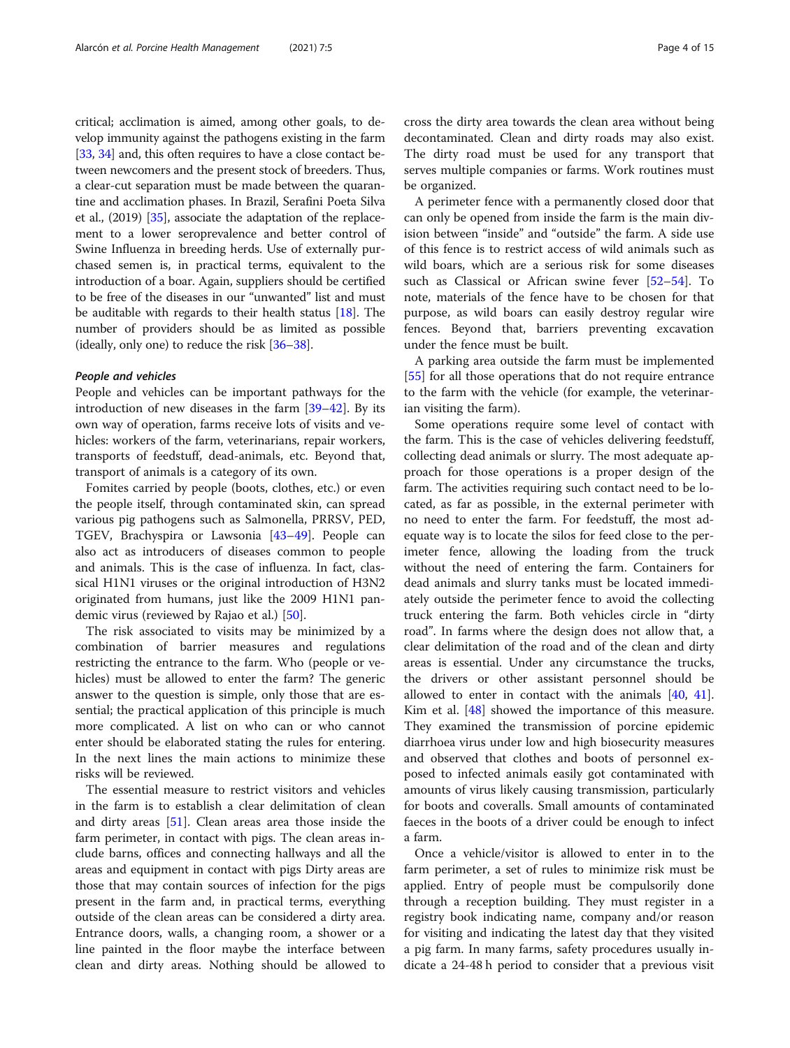critical; acclimation is aimed, among other goals, to develop immunity against the pathogens existing in the farm [33, 34] and, this often requires to have a close contact between newcomers and the present stock of breeders. Thus, a clear-cut separation must be made between the quarantine and acclimation phases. In Brazil, Serafini Poeta Silva et al., (2019) [35], associate the adaptation of the replacement to a lower seroprevalence and better control of Swine Influenza in breeding herds. Use of externally purchased semen is, in practical terms, equivalent to the introduction of a boar. Again, suppliers should be certified to be free of the diseases in our "unwanted" list and must be auditable with regards to their health status [18]. The number of providers should be as limited as possible (ideally, only one) to reduce the risk [36–38].

#### *People and vehicles*

People and vehicles can be important pathways for the introduction of new diseases in the farm [39–42]. By its own way of operation, farms receive lots of visits and vehicles: workers of the farm, veterinarians, repair workers, transports of feedstuff, dead-animals, etc. Beyond that, transport of animals is a category of its own.

Fomites carried by people (boots, clothes, etc.) or even the people itself, through contaminated skin, can spread various pig pathogens such as Salmonella, PRRSV, PED, TGEV, Brachyspira or Lawsonia [43–49]. People can also act as introducers of diseases common to people and animals. This is the case of influenza. In fact, classical H1N1 viruses or the original introduction of H3N2 originated from humans, just like the 2009 H1N1 pandemic virus (reviewed by Rajao et al.) [50].

The risk associated to visits may be minimized by a combination of barrier measures and regulations restricting the entrance to the farm. Who (people or vehicles) must be allowed to enter the farm? The generic answer to the question is simple, only those that are essential; the practical application of this principle is much more complicated. A list on who can or who cannot enter should be elaborated stating the rules for entering. In the next lines the main actions to minimize these risks will be reviewed.

The essential measure to restrict visitors and vehicles in the farm is to establish a clear delimitation of clean and dirty areas [51]. Clean areas area those inside the farm perimeter, in contact with pigs. The clean areas include barns, offices and connecting hallways and all the areas and equipment in contact with pigs Dirty areas are those that may contain sources of infection for the pigs present in the farm and, in practical terms, everything outside of the clean areas can be considered a dirty area. Entrance doors, walls, a changing room, a shower or a line painted in the floor maybe the interface between clean and dirty areas. Nothing should be allowed to cross the dirty area towards the clean area without being decontaminated. Clean and dirty roads may also exist. The dirty road must be used for any transport that serves multiple companies or farms. Work routines must be organized.

A perimeter fence with a permanently closed door that can only be opened from inside the farm is the main division between "inside" and "outside" the farm. A side use of this fence is to restrict access of wild animals such as wild boars, which are a serious risk for some diseases such as Classical or African swine fever [52–54]. To note, materials of the fence have to be chosen for that purpose, as wild boars can easily destroy regular wire fences. Beyond that, barriers preventing excavation under the fence must be built.

A parking area outside the farm must be implemented [55] for all those operations that do not require entrance to the farm with the vehicle (for example, the veterinarian visiting the farm).

Some operations require some level of contact with the farm. This is the case of vehicles delivering feedstuff, collecting dead animals or slurry. The most adequate approach for those operations is a proper design of the farm. The activities requiring such contact need to be located, as far as possible, in the external perimeter with no need to enter the farm. For feedstuff, the most adequate way is to locate the silos for feed close to the perimeter fence, allowing the loading from the truck without the need of entering the farm. Containers for dead animals and slurry tanks must be located immediately outside the perimeter fence to avoid the collecting truck entering the farm. Both vehicles circle in "dirty road". In farms where the design does not allow that, a clear delimitation of the road and of the clean and dirty areas is essential. Under any circumstance the trucks, the drivers or other assistant personnel should be allowed to enter in contact with the animals [40, 41]. Kim et al. [48] showed the importance of this measure. They examined the transmission of porcine epidemic diarrhoea virus under low and high biosecurity measures and observed that clothes and boots of personnel exposed to infected animals easily got contaminated with amounts of virus likely causing transmission, particularly for boots and coveralls. Small amounts of contaminated faeces in the boots of a driver could be enough to infect a farm.

Once a vehicle/visitor is allowed to enter in to the farm perimeter, a set of rules to minimize risk must be applied. Entry of people must be compulsorily done through a reception building. They must register in a registry book indicating name, company and/or reason for visiting and indicating the latest day that they visited a pig farm. In many farms, safety procedures usually indicate a 24-48 h period to consider that a previous visit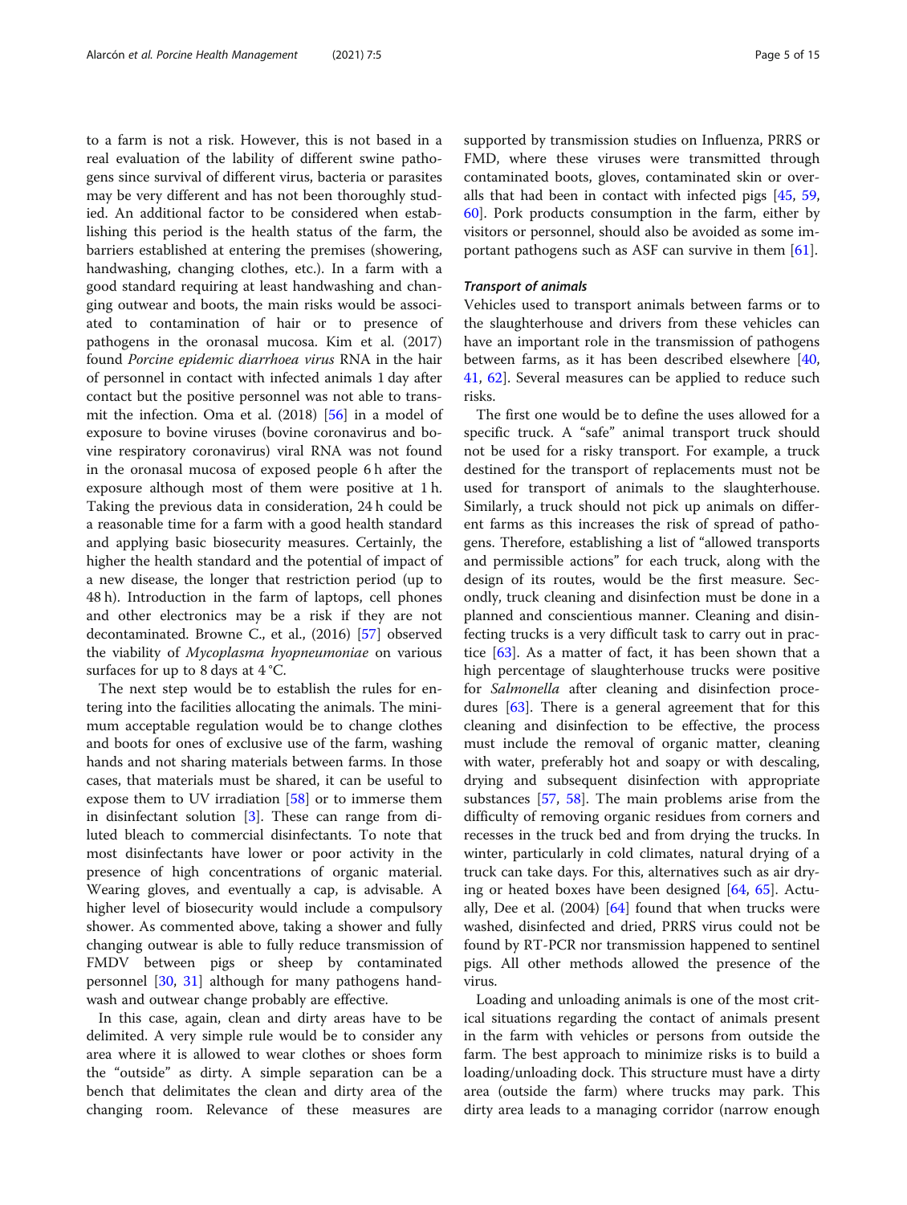to a farm is not a risk. However, this is not based in a real evaluation of the lability of different swine pathogens since survival of different virus, bacteria or parasites may be very different and has not been thoroughly studied. An additional factor to be considered when establishing this period is the health status of the farm, the barriers established at entering the premises (showering, handwashing, changing clothes, etc.). In a farm with a good standard requiring at least handwashing and changing outwear and boots, the main risks would be associated to contamination of hair or to presence of pathogens in the oronasal mucosa. Kim et al. (2017) found *Porcine epidemic diarrhoea virus* RNA in the hair of personnel in contact with infected animals 1 day after contact but the positive personnel was not able to transmit the infection. Oma et al. (2018) [56] in a model of exposure to bovine viruses (bovine coronavirus and bovine respiratory coronavirus) viral RNA was not found in the oronasal mucosa of exposed people 6 h after the exposure although most of them were positive at 1 h. Taking the previous data in consideration, 24 h could be a reasonable time for a farm with a good health standard and applying basic biosecurity measures. Certainly, the higher the health standard and the potential of impact of a new disease, the longer that restriction period (up to 48 h). Introduction in the farm of laptops, cell phones and other electronics may be a risk if they are not decontaminated. Browne C., et al., (2016) [57] observed the viability of *Mycoplasma hyopneumoniae* on various surfaces for up to 8 days at 4 °C.

The next step would be to establish the rules for entering into the facilities allocating the animals. The minimum acceptable regulation would be to change clothes and boots for ones of exclusive use of the farm, washing hands and not sharing materials between farms. In those cases, that materials must be shared, it can be useful to expose them to UV irradiation [58] or to immerse them in disinfectant solution [3]. These can range from diluted bleach to commercial disinfectants. To note that most disinfectants have lower or poor activity in the presence of high concentrations of organic material. Wearing gloves, and eventually a cap, is advisable. A higher level of biosecurity would include a compulsory shower. As commented above, taking a shower and fully changing outwear is able to fully reduce transmission of FMDV between pigs or sheep by contaminated personnel [30, 31] although for many pathogens handwash and outwear change probably are effective.

In this case, again, clean and dirty areas have to be delimited. A very simple rule would be to consider any area where it is allowed to wear clothes or shoes form the "outside" as dirty. A simple separation can be a bench that delimitates the clean and dirty area of the changing room. Relevance of these measures are supported by transmission studies on Influenza, PRRS or FMD, where these viruses were transmitted through contaminated boots, gloves, contaminated skin or overalls that had been in contact with infected pigs [45, 59, 60]. Pork products consumption in the farm, either by visitors or personnel, should also be avoided as some important pathogens such as ASF can survive in them [61].

#### *Transport of animals*

Vehicles used to transport animals between farms or to the slaughterhouse and drivers from these vehicles can have an important role in the transmission of pathogens between farms, as it has been described elsewhere [40, 41, 62]. Several measures can be applied to reduce such risks.

The first one would be to define the uses allowed for a specific truck. A "safe" animal transport truck should not be used for a risky transport. For example, a truck destined for the transport of replacements must not be used for transport of animals to the slaughterhouse. Similarly, a truck should not pick up animals on different farms as this increases the risk of spread of pathogens. Therefore, establishing a list of "allowed transports and permissible actions" for each truck, along with the design of its routes, would be the first measure. Secondly, truck cleaning and disinfection must be done in a planned and conscientious manner. Cleaning and disinfecting trucks is a very difficult task to carry out in practice [63]. As a matter of fact, it has been shown that a high percentage of slaughterhouse trucks were positive for *Salmonella* after cleaning and disinfection procedures [63]. There is a general agreement that for this cleaning and disinfection to be effective, the process must include the removal of organic matter, cleaning with water, preferably hot and soapy or with descaling, drying and subsequent disinfection with appropriate substances [57, 58]. The main problems arise from the difficulty of removing organic residues from corners and recesses in the truck bed and from drying the trucks. In winter, particularly in cold climates, natural drying of a truck can take days. For this, alternatives such as air drying or heated boxes have been designed [64, 65]. Actually, Dee et al. (2004) [64] found that when trucks were washed, disinfected and dried, PRRS virus could not be found by RT-PCR nor transmission happened to sentinel pigs. All other methods allowed the presence of the virus.

Loading and unloading animals is one of the most critical situations regarding the contact of animals present in the farm with vehicles or persons from outside the farm. The best approach to minimize risks is to build a loading/unloading dock. This structure must have a dirty area (outside the farm) where trucks may park. This dirty area leads to a managing corridor (narrow enough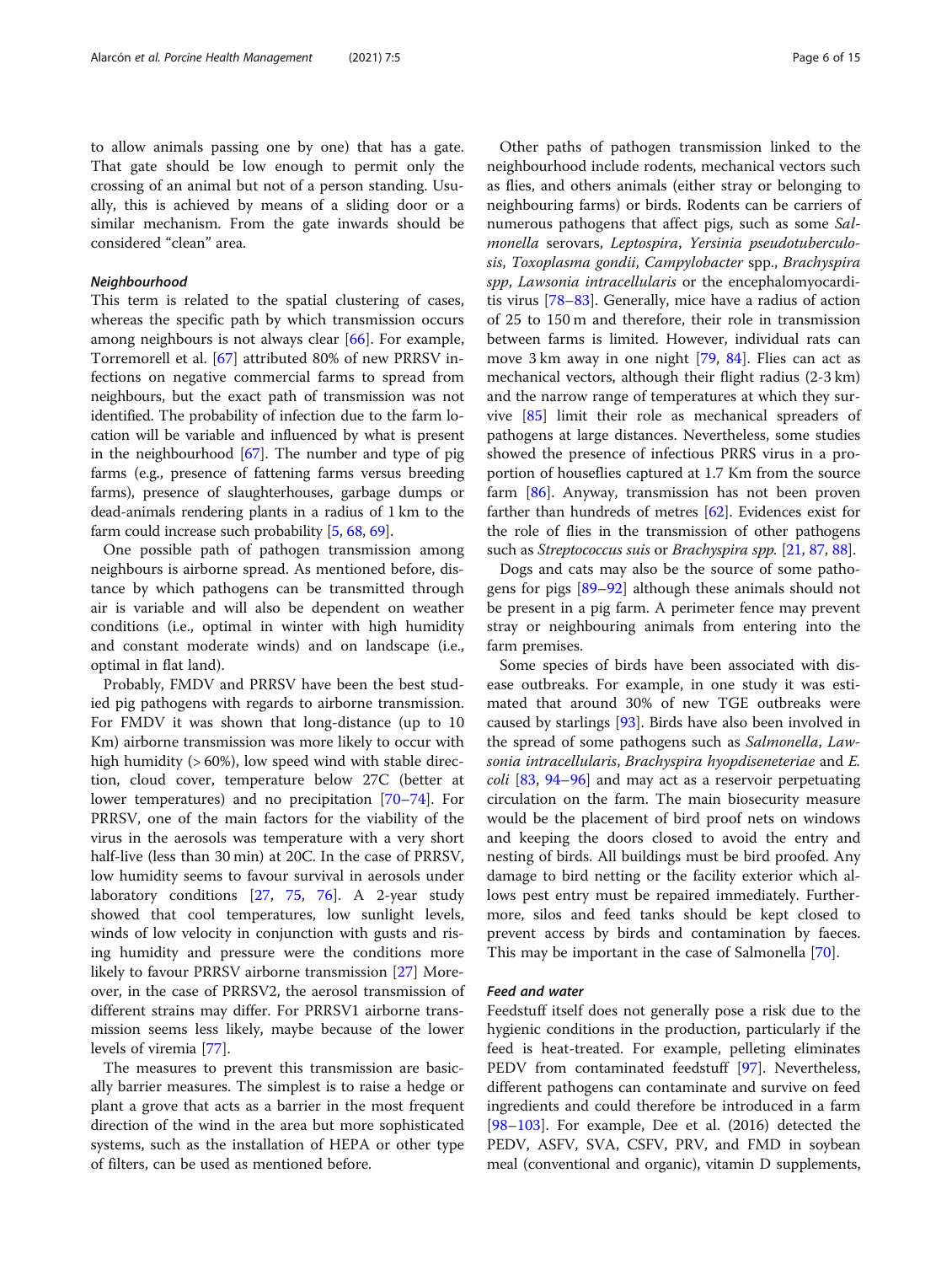to allow animals passing one by one) that has a gate. That gate should be low enough to permit only the crossing of an animal but not of a person standing. Usually, this is achieved by means of a sliding door or a similar mechanism. From the gate inwards should be considered "clean" area.

#### *Neighbourhood*

This term is related to the spatial clustering of cases, whereas the specific path by which transmission occurs among neighbours is not always clear [66]. For example, Torremorell et al. [67] attributed 80% of new PRRSV infections on negative commercial farms to spread from neighbours, but the exact path of transmission was not identified. The probability of infection due to the farm location will be variable and influenced by what is present in the neighbourhood [67]. The number and type of pig farms (e.g., presence of fattening farms versus breeding farms), presence of slaughterhouses, garbage dumps or dead-animals rendering plants in a radius of 1 km to the farm could increase such probability [5, 68, 69].

One possible path of pathogen transmission among neighbours is airborne spread. As mentioned before, distance by which pathogens can be transmitted through air is variable and will also be dependent on weather conditions (i.e., optimal in winter with high humidity and constant moderate winds) and on landscape (i.e., optimal in flat land).

Probably, FMDV and PRRSV have been the best studied pig pathogens with regards to airborne transmission. For FMDV it was shown that long-distance (up to 10 Km) airborne transmission was more likely to occur with high humidity (> 60%), low speed wind with stable direction, cloud cover, temperature below 27C (better at lower temperatures) and no precipitation [70–74]. For PRRSV, one of the main factors for the viability of the virus in the aerosols was temperature with a very short half-live (less than 30 min) at 20C. In the case of PRRSV, low humidity seems to favour survival in aerosols under laboratory conditions [27, 75, 76]. A 2-year study showed that cool temperatures, low sunlight levels, winds of low velocity in conjunction with gusts and rising humidity and pressure were the conditions more likely to favour PRRSV airborne transmission [27] Moreover, in the case of PRRSV2, the aerosol transmission of different strains may differ. For PRRSV1 airborne transmission seems less likely, maybe because of the lower levels of viremia [77].

The measures to prevent this transmission are basically barrier measures. The simplest is to raise a hedge or plant a grove that acts as a barrier in the most frequent direction of the wind in the area but more sophisticated systems, such as the installation of HEPA or other type of filters, can be used as mentioned before.

Other paths of pathogen transmission linked to the neighbourhood include rodents, mechanical vectors such as flies, and others animals (either stray or belonging to neighbouring farms) or birds. Rodents can be carriers of numerous pathogens that affect pigs, such as some *Salmonella* serovars, *Leptospira*, *Yersinia pseudotuberculosis*, *Toxoplasma gondii*, *Campylobacter* spp., *Brachyspira spp*, *Lawsonia intracellularis* or the encephalomyocarditis virus [78–83]. Generally, mice have a radius of action of 25 to 150 m and therefore, their role in transmission between farms is limited. However, individual rats can move 3 km away in one night [79, 84]. Flies can act as mechanical vectors, although their flight radius (2-3 km) and the narrow range of temperatures at which they survive [85] limit their role as mechanical spreaders of pathogens at large distances. Nevertheless, some studies showed the presence of infectious PRRS virus in a proportion of houseflies captured at 1.7 Km from the source farm [86]. Anyway, transmission has not been proven farther than hundreds of metres [62]. Evidences exist for the role of flies in the transmission of other pathogens such as *Streptococcus suis* or *Brachyspira spp.* [21, 87, 88].

Dogs and cats may also be the source of some pathogens for pigs [89–92] although these animals should not be present in a pig farm. A perimeter fence may prevent stray or neighbouring animals from entering into the farm premises.

Some species of birds have been associated with disease outbreaks. For example, in one study it was estimated that around 30% of new TGE outbreaks were caused by starlings [93]. Birds have also been involved in the spread of some pathogens such as *Salmonella*, *Lawsonia intracellularis*, *Brachyspira hyodyseneteriae* and *E. coli* [83, 94–96] and may act as a reservoir perpetuating circulation on the farm. The main biosecurity measure would be the placement of bird proof nets on windows and keeping the doors closed to avoid the entry and nesting of birds. All buildings must be bird proofed. Any damage to bird netting or the facility exterior which allows pest entry must be repaired immediately. Furthermore, silos and feed tanks should be kept closed to prevent access by birds and contamination by faeces. This may be important in the case of Salmonella [70].

#### *Feed and water*

Feedstuff itself does not generally pose a risk due to the hygienic conditions in the production, particularly if the feed is heat-treated. For example, pelleting eliminates PEDV from contaminated feedstuff [97]. Nevertheless, different pathogens can contaminate and survive on feed ingredients and could therefore be introduced in a farm [98–103]. For example, Dee et al. (2016) detected the PEDV, ASFV, SVA, CSFV, PRV, and FMD in soybean meal (conventional and organic), vitamin D supplements,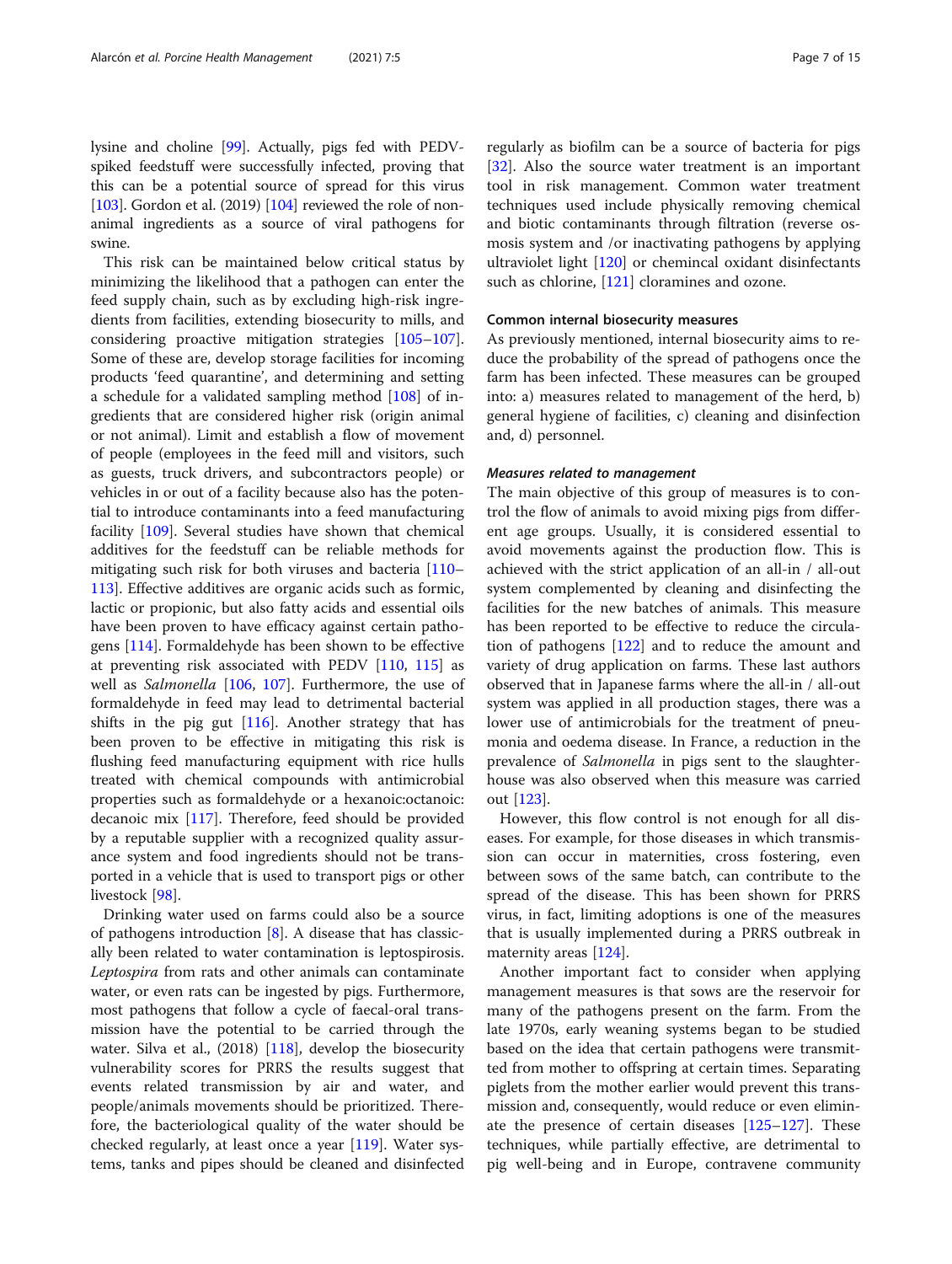lysine and choline [99]. Actually, pigs fed with PEDV-spiked feedstuff were successfully infected, proving that this can be a potential source of spread for this virus [103]. Gordon et al. (2019) [104] reviewed the role of non-animal ingredients as a source of viral pathogens for swine.

This risk can be maintained below critical status by minimizing the likelihood that a pathogen can enter the feed supply chain, such as by excluding high-risk ingredients from facilities, extending biosecurity to mills, and considering proactive mitigation strategies [105–107]. Some of these are, develop storage facilities for incoming products 'feed quarantine', and determining and setting a schedule for a validated sampling method [108] of ingredients that are considered higher risk (origin animal or not animal). Limit and establish a flow of movement of people (employees in the feed mill and visitors, such as guests, truck drivers, and subcontractors people) or vehicles in or out of a facility because also has the potential to introduce contaminants into a feed manufacturing facility [109]. Several studies have shown that chemical additives for the feedstuff can be reliable methods for mitigating such risk for both viruses and bacteria [110–113]. Effective additives are organic acids such as formic, lactic or propionic, but also fatty acids and essential oils have been proven to have efficacy against certain pathogens [114]. Formaldehyde has been shown to be effective at preventing risk associated with PEDV [110, 115] as well as *Salmonella* [106, 107]. Furthermore, the use of formaldehyde in feed may lead to detrimental bacterial shifts in the pig gut [116]. Another strategy that has been proven to be effective in mitigating this risk is flushing feed manufacturing equipment with rice hulls treated with chemical compounds with antimicrobial properties such as formaldehyde or a hexanoic:octanoic: decanoic mix [117]. Therefore, feed should be provided by a reputable supplier with a recognized quality assurance system and food ingredients should not be transported in a vehicle that is used to transport pigs or other livestock [98].

Drinking water used on farms could also be a source of pathogens introduction [8]. A disease that has classically been related to water contamination is leptospirosis. *Leptospira* from rats and other animals can contaminate water, or even rats can be ingested by pigs. Furthermore, most pathogens that follow a cycle of faecal-oral transmission have the potential to be carried through the water. Silva et al., (2018) [118], develop the biosecurity vulnerability scores for PRRS the results suggest that events related transmission by air and water, and people/animals movements should be prioritized. Therefore, the bacteriological quality of the water should be checked regularly, at least once a year [119]. Water systems, tanks and pipes should be cleaned and disinfected regularly as biofilm can be a source of bacteria for pigs [32]. Also the source water treatment is an important tool in risk management. Common water treatment techniques used include physically removing chemical and biotic contaminants through filtration (reverse osmosis system and /or inactivating pathogens by applying ultraviolet light [120] or chemincal oxidant disinfectants such as chlorine, [121] cloramines and ozone.

### Common internal biosecurity measures

As previously mentioned, internal biosecurity aims to reduce the probability of the spread of pathogens once the farm has been infected. These measures can be grouped into: a) measures related to management of the herd, b) general hygiene of facilities, c) cleaning and disinfection and, d) personnel.

#### *Measures related to management*

The main objective of this group of measures is to control the flow of animals to avoid mixing pigs from different age groups. Usually, it is considered essential to avoid movements against the production flow. This is achieved with the strict application of an all-in / all-out system complemented by cleaning and disinfecting the facilities for the new batches of animals. This measure has been reported to be effective to reduce the circulation of pathogens [122] and to reduce the amount and variety of drug application on farms. These last authors observed that in Japanese farms where the all-in / all-out system was applied in all production stages, there was a lower use of antimicrobials for the treatment of pneumonia and oedema disease. In France, a reduction in the prevalence of *Salmonella* in pigs sent to the slaughterhouse was also observed when this measure was carried out [123].

However, this flow control is not enough for all diseases. For example, for those diseases in which transmission can occur in maternities, cross fostering, even between sows of the same batch, can contribute to the spread of the disease. This has been shown for PRRS virus, in fact, limiting adoptions is one of the measures that is usually implemented during a PRRS outbreak in maternity areas [124].

Another important fact to consider when applying management measures is that sows are the reservoir for many of the pathogens present on the farm. From the late 1970s, early weaning systems began to be studied based on the idea that certain pathogens were transmitted from mother to offspring at certain times. Separating piglets from the mother earlier would prevent this transmission and, consequently, would reduce or even eliminate the presence of certain diseases [125–127]. These techniques, while partially effective, are detrimental to pig well-being and in Europe, contravene community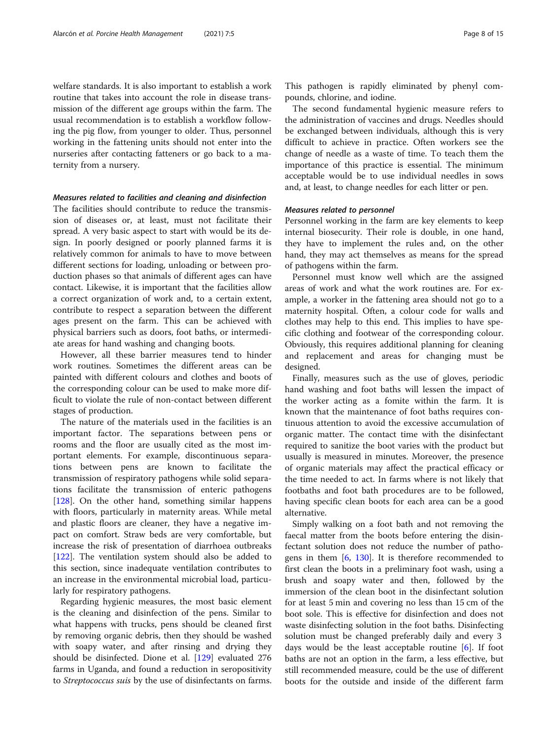welfare standards. It is also important to establish a work routine that takes into account the role in disease transmission of the different age groups within the farm. The usual recommendation is to establish a workflow following the pig flow, from younger to older. Thus, personnel working in the fattening units should not enter into the nurseries after contacting fatteners or go back to a maternity from a nursery.

#### *Measures related to facilities and cleaning and disinfection*

The facilities should contribute to reduce the transmission of diseases or, at least, must not facilitate their spread. A very basic aspect to start with would be its design. In poorly designed or poorly planned farms it is relatively common for animals to have to move between different sections for loading, unloading or between production phases so that animals of different ages can have contact. Likewise, it is important that the facilities allow a correct organization of work and, to a certain extent, contribute to respect a separation between the different ages present on the farm. This can be achieved with physical barriers such as doors, foot baths, or intermediate areas for hand washing and changing boots.

However, all these barrier measures tend to hinder work routines. Sometimes the different areas can be painted with different colours and clothes and boots of the corresponding colour can be used to make more difficult to violate the rule of non-contact between different stages of production.

The nature of the materials used in the facilities is an important factor. The separations between pens or rooms and the floor are usually cited as the most important elements. For example, discontinuous separations between pens are known to facilitate the transmission of respiratory pathogens while solid separations facilitate the transmission of enteric pathogens [128]. On the other hand, something similar happens with floors, particularly in maternity areas. While metal and plastic floors are cleaner, they have a negative impact on comfort. Straw beds are very comfortable, but increase the risk of presentation of diarrhoea outbreaks [122]. The ventilation system should also be added to this section, since inadequate ventilation contributes to an increase in the environmental microbial load, particularly for respiratory pathogens.

Regarding hygienic measures, the most basic element is the cleaning and disinfection of the pens. Similar to what happens with trucks, pens should be cleaned first by removing organic debris, then they should be washed with soapy water, and after rinsing and drying they should be disinfected. Dione et al. [129] evaluated 276 farms in Uganda, and found a reduction in seropositivity to *Streptococcus suis* by the use of disinfectants on farms. This pathogen is rapidly eliminated by phenyl compounds, chlorine, and iodine.

The second fundamental hygienic measure refers to the administration of vaccines and drugs. Needles should be exchanged between individuals, although this is very difficult to achieve in practice. Often workers see the change of needle as a waste of time. To teach them the importance of this practice is essential. The minimum acceptable would be to use individual needles in sows and, at least, to change needles for each litter or pen.

#### *Measures related to personnel*

Personnel working in the farm are key elements to keep internal biosecurity. Their role is double, in one hand, they have to implement the rules and, on the other hand, they may act themselves as means for the spread of pathogens within the farm.

Personnel must know well which are the assigned areas of work and what the work routines are. For example, a worker in the fattening area should not go to a maternity hospital. Often, a colour code for walls and clothes may help to this end. This implies to have specific clothing and footwear of the corresponding colour. Obviously, this requires additional planning for cleaning and replacement and areas for changing must be designed.

Finally, measures such as the use of gloves, periodic hand washing and foot baths will lessen the impact of the worker acting as a fomite within the farm. It is known that the maintenance of foot baths requires continuous attention to avoid the excessive accumulation of organic matter. The contact time with the disinfectant required to sanitize the boot varies with the product but usually is measured in minutes. Moreover, the presence of organic materials may affect the practical efficacy or the time needed to act. In farms where is not likely that footbaths and foot bath procedures are to be followed, having specific clean boots for each area can be a good alternative.

Simply walking on a foot bath and not removing the faecal matter from the boots before entering the disinfectant solution does not reduce the number of pathogens in them [6, 130]. It is therefore recommended to first clean the boots in a preliminary foot wash, using a brush and soapy water and then, followed by the immersion of the clean boot in the disinfectant solution for at least 5 min and covering no less than 15 cm of the boot sole. This is effective for disinfection and does not waste disinfecting solution in the foot baths. Disinfecting solution must be changed preferably daily and every 3 days would be the least acceptable routine [6]. If foot baths are not an option in the farm, a less effective, but still recommended measure, could be the use of different boots for the outside and inside of the different farm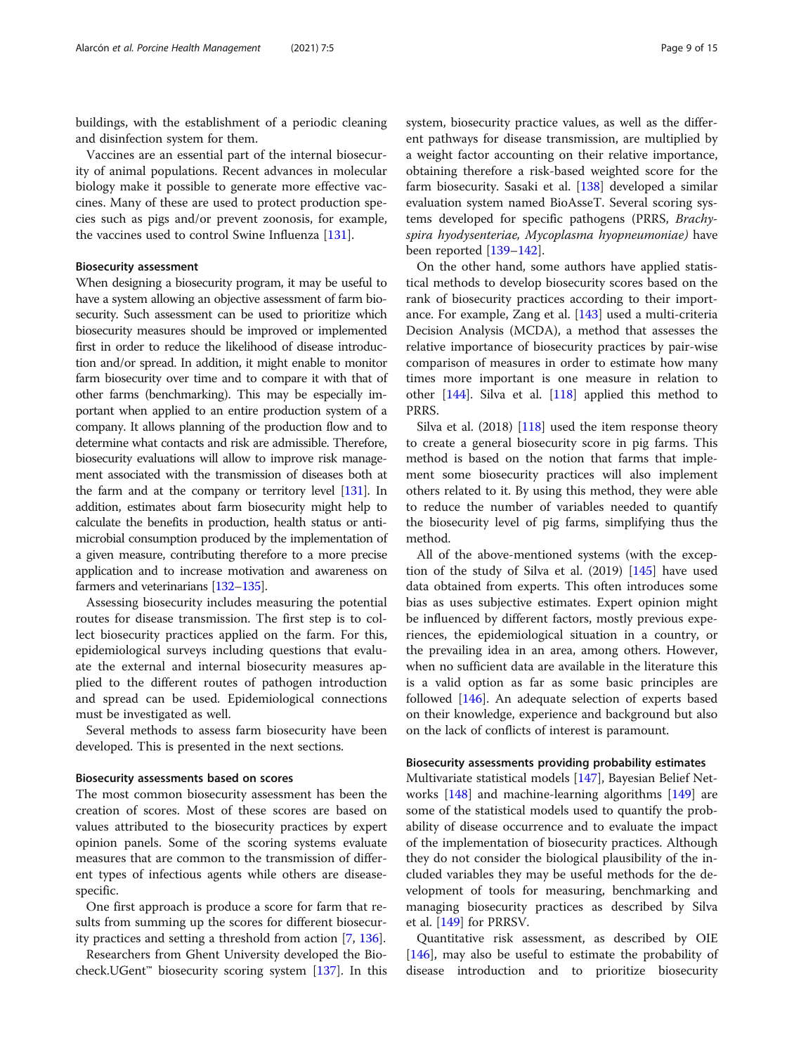buildings, with the establishment of a periodic cleaning and disinfection system for them.

Vaccines are an essential part of the internal biosecurity of animal populations. Recent advances in molecular biology make it possible to generate more effective vaccines. Many of these are used to protect production species such as pigs and/or prevent zoonosis, for example, the vaccines used to control Swine Influenza [131].

### Biosecurity assessment

When designing a biosecurity program, it may be useful to have a system allowing an objective assessment of farm biosecurity. Such assessment can be used to prioritize which biosecurity measures should be improved or implemented first in order to reduce the likelihood of disease introduction and/or spread. In addition, it might enable to monitor farm biosecurity over time and to compare it with that of other farms (benchmarking). This may be especially important when applied to an entire production system of a company. It allows planning of the production flow and to determine what contacts and risk are admissible. Therefore, biosecurity evaluations will allow to improve risk management associated with the transmission of diseases both at the farm and at the company or territory level [131]. In addition, estimates about farm biosecurity might help to calculate the benefits in production, health status or antimicrobial consumption produced by the implementation of a given measure, contributing therefore to a more precise application and to increase motivation and awareness on farmers and veterinarians [132–135].

Assessing biosecurity includes measuring the potential routes for disease transmission. The first step is to collect biosecurity practices applied on the farm. For this, epidemiological surveys including questions that evaluate the external and internal biosecurity measures applied to the different routes of pathogen introduction and spread can be used. Epidemiological connections must be investigated as well.

Several methods to assess farm biosecurity have been developed. This is presented in the next sections.

### Biosecurity assessments based on scores

The most common biosecurity assessment has been the creation of scores. Most of these scores are based on values attributed to the biosecurity practices by expert opinion panels. Some of the scoring systems evaluate measures that are common to the transmission of different types of infectious agents while others are disease-specific.

One first approach is produce a score for farm that results from summing up the scores for different biosecurity practices and setting a threshold from action [7, 136].

Researchers from Ghent University developed the Biocheck.UGent™ biosecurity scoring system [137]. In this system, biosecurity practice values, as well as the different pathways for disease transmission, are multiplied by a weight factor accounting on their relative importance, obtaining therefore a risk-based weighted score for the farm biosecurity. Sasaki et al. [138] developed a similar evaluation system named BioAsseT. Several scoring systems developed for specific pathogens (PRRS, *Brachyspira hyodysenteriae, Mycoplasma hyopneumoniae)* have been reported [139–142].

On the other hand, some authors have applied statistical methods to develop biosecurity scores based on the rank of biosecurity practices according to their importance. For example, Zang et al. [143] used a multi-criteria Decision Analysis (MCDA), a method that assesses the relative importance of biosecurity practices by pair-wise comparison of measures in order to estimate how many times more important is one measure in relation to other [144]. Silva et al. [118] applied this method to PRRS.

Silva et al. (2018) [118] used the item response theory to create a general biosecurity score in pig farms. This method is based on the notion that farms that implement some biosecurity practices will also implement others related to it. By using this method, they were able to reduce the number of variables needed to quantify the biosecurity level of pig farms, simplifying thus the method.

All of the above-mentioned systems (with the exception of the study of Silva et al. (2019) [145] have used data obtained from experts. This often introduces some bias as uses subjective estimates. Expert opinion might be influenced by different factors, mostly previous experiences, the epidemiological situation in a country, or the prevailing idea in an area, among others. However, when no sufficient data are available in the literature this is a valid option as far as some basic principles are followed [146]. An adequate selection of experts based on their knowledge, experience and background but also on the lack of conflicts of interest is paramount.

### Biosecurity assessments providing probability estimates

Multivariate statistical models [147], Bayesian Belief Networks [148] and machine-learning algorithms [149] are some of the statistical models used to quantify the probability of disease occurrence and to evaluate the impact of the implementation of biosecurity practices. Although they do not consider the biological plausibility of the included variables they may be useful methods for the development of tools for measuring, benchmarking and managing biosecurity practices as described by Silva et al. [149] for PRRSV.

Quantitative risk assessment, as described by OIE [146], may also be useful to estimate the probability of disease introduction and to prioritize biosecurity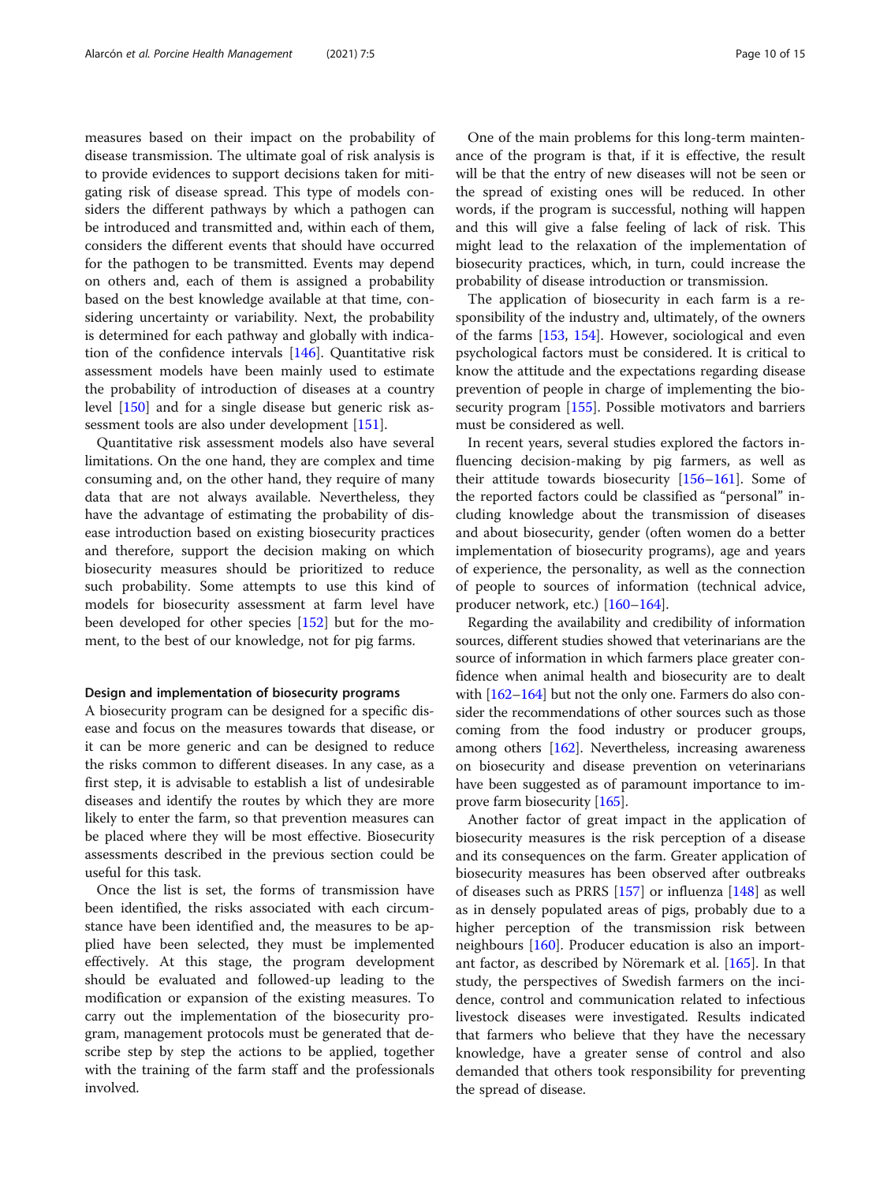measures based on their impact on the probability of disease transmission. The ultimate goal of risk analysis is to provide evidences to support decisions taken for mitigating risk of disease spread. This type of models considers the different pathways by which a pathogen can be introduced and transmitted and, within each of them, considers the different events that should have occurred for the pathogen to be transmitted. Events may depend on others and, each of them is assigned a probability based on the best knowledge available at that time, considering uncertainty or variability. Next, the probability is determined for each pathway and globally with indication of the confidence intervals [146]. Quantitative risk assessment models have been mainly used to estimate the probability of introduction of diseases at a country level [150] and for a single disease but generic risk assessment tools are also under development [151].

Quantitative risk assessment models also have several limitations. On the one hand, they are complex and time consuming and, on the other hand, they require of many data that are not always available. Nevertheless, they have the advantage of estimating the probability of disease introduction based on existing biosecurity practices and therefore, support the decision making on which biosecurity measures should be prioritized to reduce such probability. Some attempts to use this kind of models for biosecurity assessment at farm level have been developed for other species [152] but for the moment, to the best of our knowledge, not for pig farms.

#### Design and implementation of biosecurity programs

A biosecurity program can be designed for a specific disease and focus on the measures towards that disease, or it can be more generic and can be designed to reduce the risks common to different diseases. In any case, as a first step, it is advisable to establish a list of undesirable diseases and identify the routes by which they are more likely to enter the farm, so that prevention measures can be placed where they will be most effective. Biosecurity assessments described in the previous section could be useful for this task.

Once the list is set, the forms of transmission have been identified, the risks associated with each circumstance have been identified and, the measures to be applied have been selected, they must be implemented effectively. At this stage, the program development should be evaluated and followed-up leading to the modification or expansion of the existing measures. To carry out the implementation of the biosecurity program, management protocols must be generated that describe step by step the actions to be applied, together with the training of the farm staff and the professionals involved.

One of the main problems for this long-term maintenance of the program is that, if it is effective, the result will be that the entry of new diseases will not be seen or the spread of existing ones will be reduced. In other words, if the program is successful, nothing will happen and this will give a false feeling of lack of risk. This might lead to the relaxation of the implementation of biosecurity practices, which, in turn, could increase the probability of disease introduction or transmission.

The application of biosecurity in each farm is a responsibility of the industry and, ultimately, of the owners of the farms [153, 154]. However, sociological and even psychological factors must be considered. It is critical to know the attitude and the expectations regarding disease prevention of people in charge of implementing the biosecurity program [155]. Possible motivators and barriers must be considered as well.

In recent years, several studies explored the factors influencing decision-making by pig farmers, as well as their attitude towards biosecurity [156–161]. Some of the reported factors could be classified as "personal" including knowledge about the transmission of diseases and about biosecurity, gender (often women do a better implementation of biosecurity programs), age and years of experience, the personality, as well as the connection of people to sources of information (technical advice, producer network, etc.) [160–164].

Regarding the availability and credibility of information sources, different studies showed that veterinarians are the source of information in which farmers place greater confidence when animal health and biosecurity are to dealt with [162–164] but not the only one. Farmers do also consider the recommendations of other sources such as those coming from the food industry or producer groups, among others [162]. Nevertheless, increasing awareness on biosecurity and disease prevention on veterinarians have been suggested as of paramount importance to improve farm biosecurity [165].

Another factor of great impact in the application of biosecurity measures is the risk perception of a disease and its consequences on the farm. Greater application of biosecurity measures has been observed after outbreaks of diseases such as PRRS [157] or influenza [148] as well as in densely populated areas of pigs, probably due to a higher perception of the transmission risk between neighbours [160]. Producer education is also an important factor, as described by Nöremark et al. [165]. In that study, the perspectives of Swedish farmers on the incidence, control and communication related to infectious livestock diseases were investigated. Results indicated that farmers who believe that they have the necessary knowledge, have a greater sense of control and also demanded that others took responsibility for preventing the spread of disease.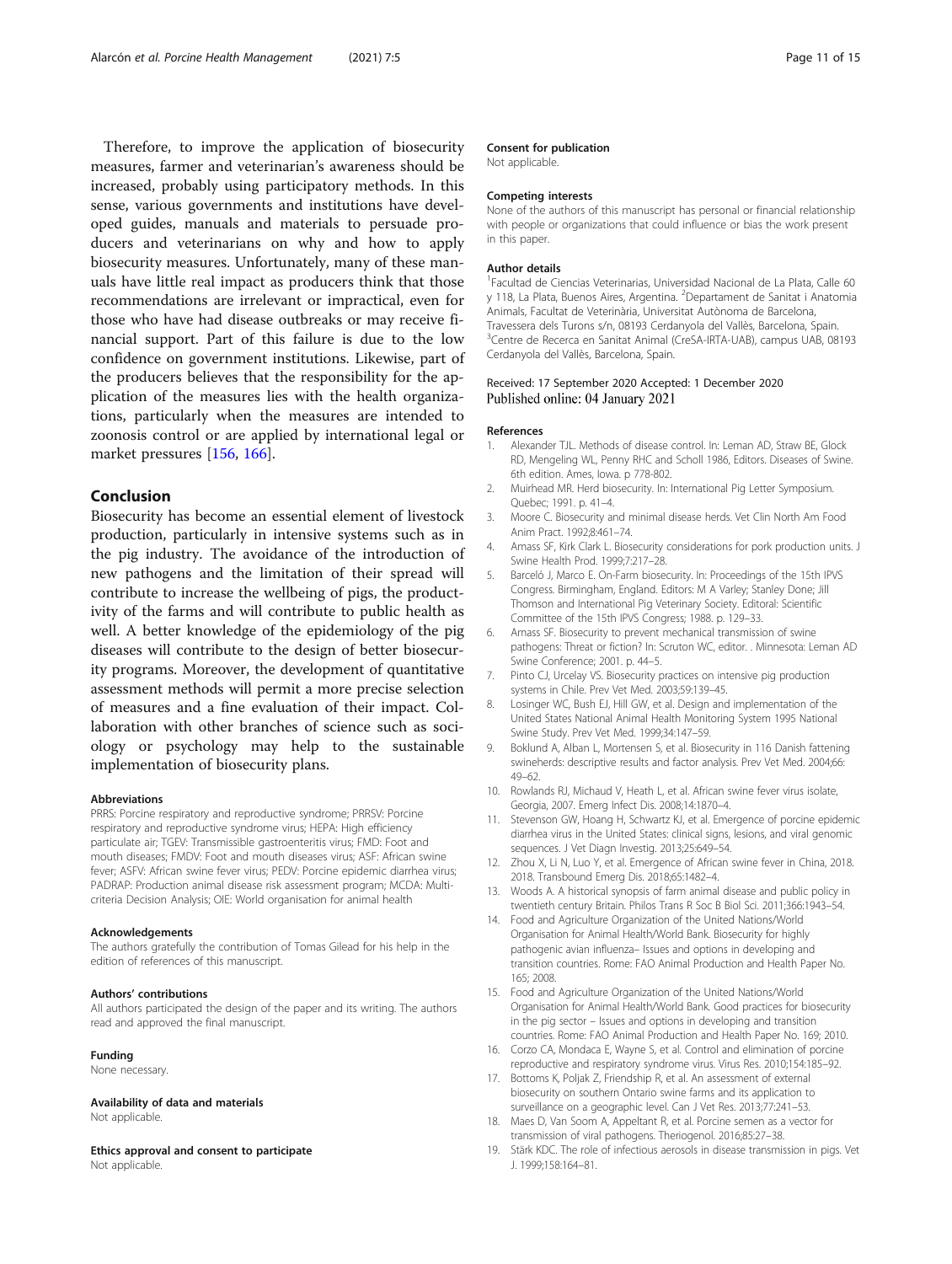Therefore, to improve the application of biosecurity measures, farmer and veterinarian's awareness should be increased, probably using participatory methods. In this sense, various governments and institutions have developed guides, manuals and materials to persuade producers and veterinarians on why and how to apply biosecurity measures. Unfortunately, many of these manuals have little real impact as producers think that those recommendations are irrelevant or impractical, even for those who have had disease outbreaks or may receive financial support. Part of this failure is due to the low confidence on government institutions. Likewise, part of the producers believes that the responsibility for the application of the measures lies with the health organizations, particularly when the measures are intended to zoonosis control or are applied by international legal or market pressures [156, 166].

## Conclusion

Biosecurity has become an essential element of livestock production, particularly in intensive systems such as in the pig industry. The avoidance of the introduction of new pathogens and the limitation of their spread will contribute to increase the wellbeing of pigs, the productivity of the farms and will contribute to public health as well. A better knowledge of the epidemiology of the pig diseases will contribute to the design of better biosecurity programs. Moreover, the development of quantitative assessment methods will permit a more precise selection of measures and a fine evaluation of their impact. Collaboration with other branches of science such as sociology or psychology may help to the sustainable implementation of biosecurity plans.

#### Abbreviations

PRRS: Porcine respiratory and reproductive syndrome; PRRSV: Porcine respiratory and reproductive syndrome virus; HEPA: High efficiency particulate air; TGEV: Transmissible gastroenteritis virus; FMD: Foot and mouth diseases; FMDV: Foot and mouth diseases virus; ASF: African swine fever; ASFV: African swine fever virus; PEDV: Porcine epidemic diarrhea virus; PADRAP: Production animal disease risk assessment program; MCDA: Multi-criteria Decision Analysis; OIE: World organisation for animal health

#### Acknowledgements

The authors gratefully the contribution of Tomas Gilead for his help in the edition of references of this manuscript.

#### Authors' contributions

All authors participated the design of the paper and its writing. The authors read and approved the final manuscript.

#### Funding

None necessary.

#### Availability of data and materials

Not applicable.

#### Ethics approval and consent to participate

Not applicable.

#### Consent for publication

Not applicable.

#### Competing interests

None of the authors of this manuscript has personal or financial relationship with people or organizations that could influence or bias the work present in this paper.

#### Author details

[1]Facultad de Ciencias Veterinarias, Universidad Nacional de La Plata, Calle 60 y 118, La Plata, Buenos Aires, Argentina. [2]Departament de Sanitat i Anatomia Animals, Facultat de Veterinària, Universitat Autònoma de Barcelona, Travessera dels Turons s/n, 08193 Cerdanyola del Vallès, Barcelona, Spain. [3]Centre de Recerca en Sanitat Animal (CreSA-IRTA-UAB), campus UAB, 08193 Cerdanyola del Vallès, Barcelona, Spain.

Received: 17 September 2020 Accepted: 1 December 2020
Published online: 04 January 2021

#### References

1. Alexander TJL. Methods of disease control. In: Leman AD, Straw BE, Glock RD, Mengeling WL, Penny RHC and Scholl 1986, Editors. Diseases of Swine. 6th edition. Ames, Iowa. p 778-802.
2. Muirhead MR. Herd biosecurity. In: International Pig Letter Symposium. Quebec; 1991. p. 41–4.
3. Moore C. Biosecurity and minimal disease herds. Vet Clin North Am Food Anim Pract. 1992;8:461–74.
4. Amass SF, Kirk Clark L. Biosecurity considerations for pork production units. J Swine Health Prod. 1999;7:217–28.
5. Barceló J, Marco E. On-Farm biosecurity. In: Proceedings of the 15th IPVS Congress. Birmingham, England. Editors: M A Varley; Stanley Done; Jill Thomson and International Pig Veterinary Society. Editoral: Scientific Committee of the 15th IPVS Congress; 1988. p. 129–33.
6. Amass SF. Biosecurity to prevent mechanical transmission of swine pathogens: Threat or fiction? In: Scruton WC, editor. . Minnesota: Leman AD Swine Conference; 2001. p. 44–5.
7. Pinto CJ, Urcelay VS. Biosecurity practices on intensive pig production systems in Chile. Prev Vet Med. 2003;59:139–45.
8. Losinger WC, Bush EJ, Hill GW, et al. Design and implementation of the United States National Animal Health Monitoring System 1995 National Swine Study. Prev Vet Med. 1999;34:147–59.
9. Boklund A, Alban L, Mortensen S, et al. Biosecurity in 116 Danish fattening swineherds: descriptive results and factor analysis. Prev Vet Med. 2004;66: 49–62.
10. Rowlands RJ, Michaud V, Heath L, et al. African swine fever virus isolate, Georgia, 2007. Emerg Infect Dis. 2008;14:1870–4.
11. Stevenson GW, Hoang H, Schwartz KJ, et al. Emergence of porcine epidemic diarrhea virus in the United States: clinical signs, lesions, and viral genomic sequences. J Vet Diagn Investig. 2013;25:649–54.
12. Zhou X, Li N, Luo Y, et al. Emergence of African swine fever in China, 2018. 2018. Transbound Emerg Dis. 2018;65:1482–4.
13. Woods A. A historical synopsis of farm animal disease and public policy in twentieth century Britain. Philos Trans R Soc B Biol Sci. 2011;366:1943–54.
14. Food and Agriculture Organization of the United Nations/World Organisation for Animal Health/World Bank. Biosecurity for highly pathogenic avian influenza– Issues and options in developing and transition countries. Rome: FAO Animal Production and Health Paper No. 165; 2008.
15. Food and Agriculture Organization of the United Nations/World Organisation for Animal Health/World Bank. Good practices for biosecurity in the pig sector – Issues and options in developing and transition countries. Rome: FAO Animal Production and Health Paper No. 169; 2010.
16. Corzo CA, Mondaca E, Wayne S, et al. Control and elimination of porcine reproductive and respiratory syndrome virus. Virus Res. 2010;154:185–92.
17. Bottoms K, Poljak Z, Friendship R, et al. An assessment of external biosecurity on southern Ontario swine farms and its application to surveillance on a geographic level. Can J Vet Res. 2013;77:241–53.
18. Maes D, Van Soom A, Appeltant R, et al. Porcine semen as a vector for transmission of viral pathogens. Theriogenol. 2016;85:27–38.
19. Stärk KDC. The role of infectious aerosols in disease transmission in pigs. Vet J. 1999;158:164–81.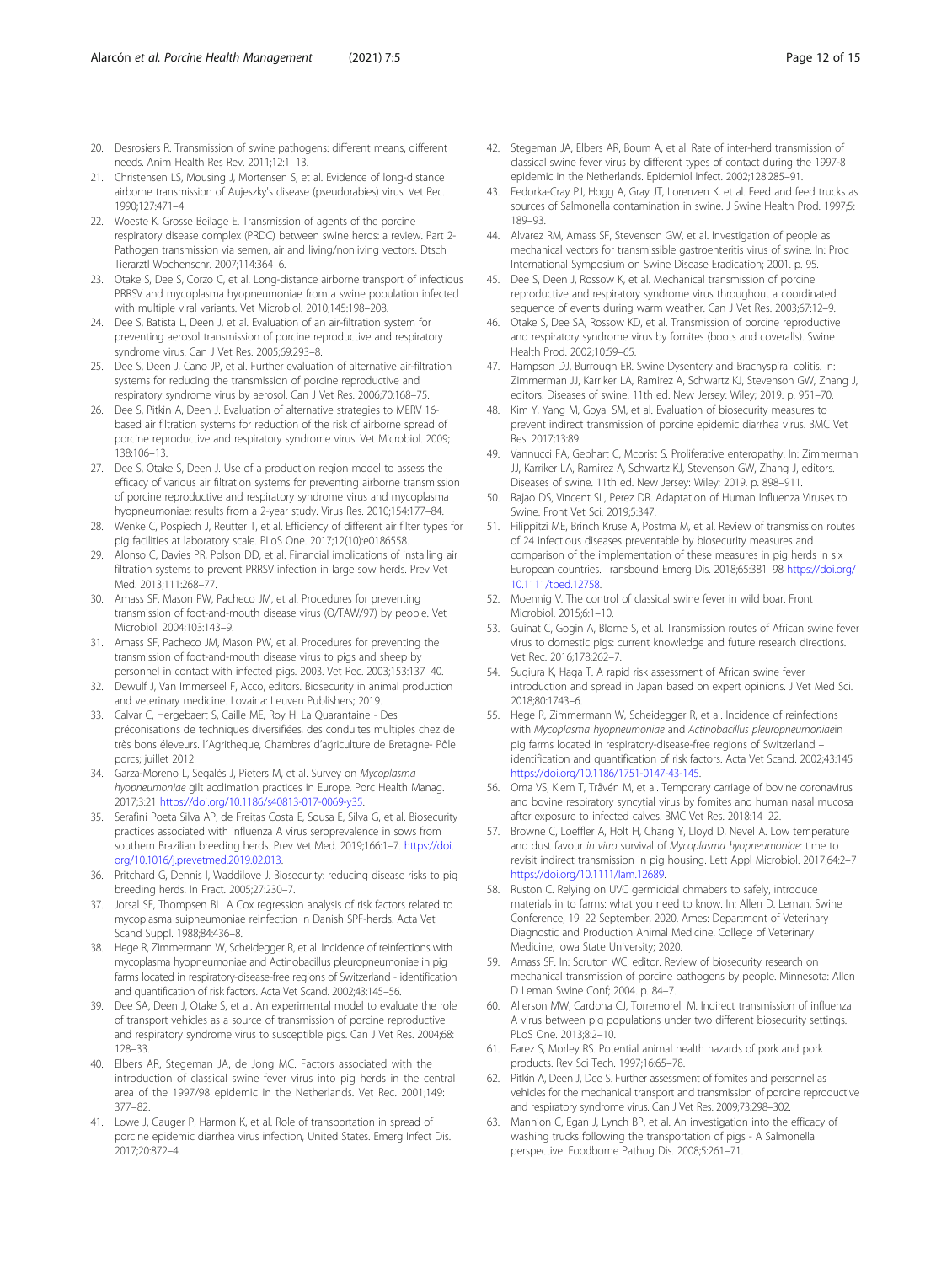20. Desrosiers R. Transmission of swine pathogens: different means, different needs. Anim Health Res Rev. 2011;12:1–13.
21. Christensen LS, Mousing J, Mortensen S, et al. Evidence of long-distance airborne transmission of Aujeszky's disease (pseudorabies) virus. Vet Rec. 1990;127:471–4.
22. Woeste K, Grosse Beilage E. Transmission of agents of the porcine respiratory disease complex (PRDC) between swine herds: a review. Part 2-Pathogen transmission via semen, air and living/nonliving vectors. Dtsch Tierarztl Wochenschr. 2007;114:364–6.
23. Otake S, Dee S, Corzo C, et al. Long-distance airborne transport of infectious PRRSV and mycoplasma hyopneumoniae from a swine population infected with multiple viral variants. Vet Microbiol. 2010;145:198–208.
24. Dee S, Batista L, Deen J, et al. Evaluation of an air-filtration system for preventing aerosol transmission of porcine reproductive and respiratory syndrome virus. Can J Vet Res. 2005;69:293–8.
25. Dee S, Deen J, Cano JP, et al. Further evaluation of alternative air-filtration systems for reducing the transmission of porcine reproductive and respiratory syndrome virus by aerosol. Can J Vet Res. 2006;70:168–75.
26. Dee S, Pitkin A, Deen J. Evaluation of alternative strategies to MERV 16-based air filtration systems for reduction of the risk of airborne spread of porcine reproductive and respiratory syndrome virus. Vet Microbiol. 2009; 138:106–13.
27. Dee S, Otake S, Deen J. Use of a production region model to assess the efficacy of various air filtration systems for preventing airborne transmission of porcine reproductive and respiratory syndrome virus and mycoplasma hyopneumoniae: results from a 2-year study. Virus Res. 2010;154:177–84.
28. Wenke C, Pospiech J, Reutter T, et al. Efficiency of different air filter types for pig facilities at laboratory scale. PLoS One. 2017;12(10):e0186558.
29. Alonso C, Davies PR, Polson DD, et al. Financial implications of installing air filtration systems to prevent PRRSV infection in large sow herds. Prev Vet Med. 2013;111:268–77.
30. Amass SF, Mason PW, Pacheco JM, et al. Procedures for preventing transmission of foot-and-mouth disease virus (O/TAW/97) by people. Vet Microbiol. 2004;103:143–9.
31. Amass SF, Pacheco JM, Mason PW, et al. Procedures for preventing the transmission of foot-and-mouth disease virus to pigs and sheep by personnel in contact with infected pigs. 2003. Vet Rec. 2003;153:137–40.
32. Dewulf J, Van Immerseel F, Acco, editors. Biosecurity in animal production and veterinary medicine. Lovaina: Leuven Publishers; 2019.
33. Calvar C, Hergebaert S, Caille ME, Roy H. La Quarantaine - Des préconisations de techniques diversifiées, des conduites multiples chez de très bons éleveurs. l´Agritheque, Chambres d'agriculture de Bretagne- Pôle porcs; juillet 2012.
34. Garza-Moreno L, Segalés J, Pieters M, et al. Survey on *Mycoplasma hyopneumoniae* gilt acclimation practices in Europe. Porc Health Manag. 2017;3:21 https://doi.org/10.1186/s40813-017-0069-y35.
35. Serafini Poeta Silva AP, de Freitas Costa E, Sousa E, Silva G, et al. Biosecurity practices associated with influenza A virus seroprevalence in sows from southern Brazilian breeding herds. Prev Vet Med. 2019;166:1–7. https://doi.org/10.1016/j.prevetmed.2019.02.013.
36. Pritchard G, Dennis I, Waddilove J. Biosecurity: reducing disease risks to pig breeding herds. In Pract. 2005;27:230–7.
37. Jorsal SE, Thompsen BL. A Cox regression analysis of risk factors related to mycoplasma suipneumoniae reinfection in Danish SPF-herds. Acta Vet Scand Suppl. 1988;84:436–8.
38. Hege R, Zimmermann W, Scheidegger R, et al. Incidence of reinfections with mycoplasma hyopneumoniae and Actinobacillus pleuropneumoniae in pig farms located in respiratory-disease-free regions of Switzerland - identification and quantification of risk factors. Acta Vet Scand. 2002;43:145–56.
39. Dee SA, Deen J, Otake S, et al. An experimental model to evaluate the role of transport vehicles as a source of transmission of porcine reproductive and respiratory syndrome virus to susceptible pigs. Can J Vet Res. 2004;68: 128–33.
40. Elbers AR, Stegeman JA, de Jong MC. Factors associated with the introduction of classical swine fever virus into pig herds in the central area of the 1997/98 epidemic in the Netherlands. Vet Rec. 2001;149: 377–82.
41. Lowe J, Gauger P, Harmon K, et al. Role of transportation in spread of porcine epidemic diarrhea virus infection, United States. Emerg Infect Dis. 2017;20:872–4.
42. Stegeman JA, Elbers AR, Boum A, et al. Rate of inter-herd transmission of classical swine fever virus by different types of contact during the 1997-8 epidemic in the Netherlands. Epidemiol Infect. 2002;128:285–91.
43. Fedorka-Cray PJ, Hogg A, Gray JT, Lorenzen K, et al. Feed and feed trucks as sources of Salmonella contamination in swine. J Swine Health Prod. 1997;5: 189–93.
44. Alvarez RM, Amass SF, Stevenson GW, et al. Investigation of people as mechanical vectors for transmissible gastroenteritis virus of swine. In: Proc International Symposium on Swine Disease Eradication; 2001. p. 95.
45. Dee S, Deen J, Rossow K, et al. Mechanical transmission of porcine reproductive and respiratory syndrome virus throughout a coordinated sequence of events during warm weather. Can J Vet Res. 2003;67:12–9.
46. Otake S, Dee SA, Rossow KD, et al. Transmission of porcine reproductive and respiratory syndrome virus by fomites (boots and coveralls). Swine Health Prod. 2002;10:59–65.
47. Hampson DJ, Burrough ER. Swine Dysentery and Brachyspiral colitis. In: Zimmerman JJ, Karriker LA, Ramirez A, Schwartz KJ, Stevenson GW, Zhang J, editors. Diseases of swine. 11th ed. New Jersey: Wiley; 2019. p. 951–70.
48. Kim Y, Yang M, Goyal SM, et al. Evaluation of biosecurity measures to prevent indirect transmission of porcine epidemic diarrhea virus. BMC Vet Res. 2017;13:89.
49. Vannucci FA, Gebhart C, Mcorist S. Proliferative enteropathy. In: Zimmerman JJ, Karriker LA, Ramirez A, Schwartz KJ, Stevenson GW, Zhang J, editors. Diseases of swine. 11th ed. New Jersey: Wiley; 2019. p. 898–911.
50. Rajao DS, Vincent SL, Perez DR. Adaptation of Human Influenza Viruses to Swine. Front Vet Sci. 2019;5:347.
51. Filippitzi ME, Brinch Kruse A, Postma M, et al. Review of transmission routes of 24 infectious diseases preventable by biosecurity measures and comparison of the implementation of these measures in pig herds in six European countries. Transbound Emerg Dis. 2018;65:381–98 https://doi.org/10.1111/tbed.12758.
52. Moennig V. The control of classical swine fever in wild boar. Front Microbiol. 2015;6:1–10.
53. Guinat C, Gogin A, Blome S, et al. Transmission routes of African swine fever virus to domestic pigs: current knowledge and future research directions. Vet Rec. 2016;178:262–7.
54. Sugiura K, Haga T. A rapid risk assessment of African swine fever introduction and spread in Japan based on expert opinions. J Vet Med Sci. 2018;80:1743–6.
55. Hege R, Zimmermann W, Scheidegger R, et al. Incidence of reinfections with *Mycoplasma hyopneumoniae* and *Actinobacillus pleuropneumoniae*in pig farms located in respiratory-disease-free regions of Switzerland – identification and quantification of risk factors. Acta Vet Scand. 2002;43:145 https://doi.org/10.1186/1751-0147-43-145.
56. Oma VS, Klem T, Tråvén M, et al. Temporary carriage of bovine coronavirus and bovine respiratory syncytial virus by fomites and human nasal mucosa after exposure to infected calves. BMC Vet Res. 2018:14–22.
57. Browne C, Loeffler A, Holt H, Chang Y, Lloyd D, Nevel A. Low temperature and dust favour *in vitro* survival of *Mycoplasma hyopneumoniae*: time to revisit indirect transmission in pig housing. Lett Appl Microbiol. 2017;64:2–7 https://doi.org/10.1111/lam.12689.
58. Ruston C. Relying on UVC germicidal chmabers to safely, introduce materials in to farms: what you need to know. In: Allen D. Leman, Swine Conference, 19–22 September, 2020. Ames: Department of Veterinary Diagnostic and Production Animal Medicine, College of Veterinary Medicine, Iowa State University; 2020.
59. Amass SF. In: Scruton WC, editor. Review of biosecurity research on mechanical transmission of porcine pathogens by people. Minnesota: Allen D Leman Swine Conf; 2004. p. 84–7.
60. Allerson MW, Cardona CJ, Torremorell M. Indirect transmission of influenza A virus between pig populations under two different biosecurity settings. PLoS One. 2013;8:2–10.
61. Farez S, Morley RS. Potential animal health hazards of pork and pork products. Rev Sci Tech. 1997;16:65–78.
62. Pitkin A, Deen J, Dee S. Further assessment of fomites and personnel as vehicles for the mechanical transport and transmission of porcine reproductive and respiratory syndrome virus. Can J Vet Res. 2009;73:298–302.
63. Mannion C, Egan J, Lynch BP, et al. An investigation into the efficacy of washing trucks following the transportation of pigs - A Salmonella perspective. Foodborne Pathog Dis. 2008;5:261–71.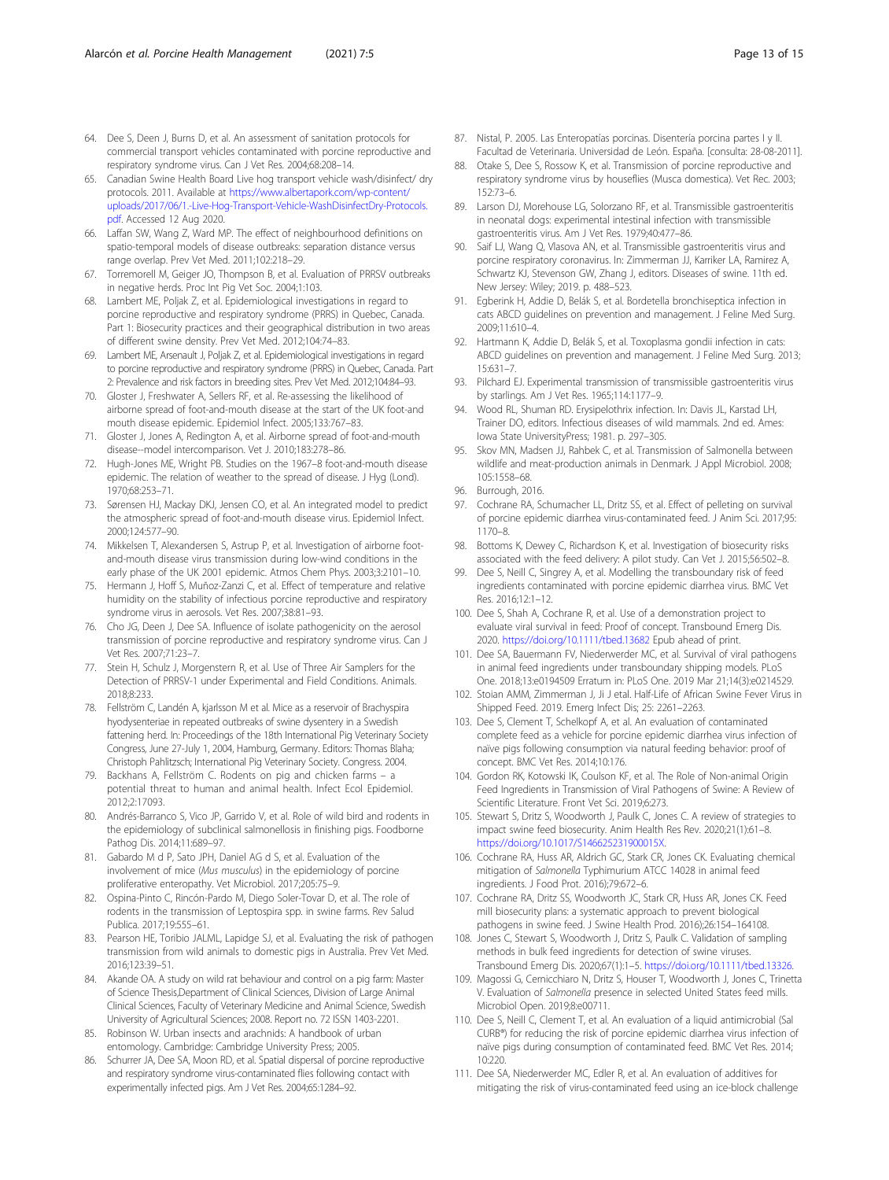64. Dee S, Deen J, Burns D, et al. An assessment of sanitation protocols for commercial transport vehicles contaminated with porcine reproductive and respiratory syndrome virus. Can J Vet Res. 2004;68:208–14.
65. Canadian Swine Health Board Live hog transport vehicle wash/disinfect/ dry protocols. 2011. Available at https://www.albertapork.com/wp-content/uploads/2017/06/1.-Live-Hog-Transport-Vehicle-WashDisinfectDry-Protocols.pdf. Accessed 12 Aug 2020.
66. Laffan SW, Wang Z, Ward MP. The effect of neighbourhood definitions on spatio-temporal models of disease outbreaks: separation distance versus range overlap. Prev Vet Med. 2011;102:218–29.
67. Torremorell M, Geiger JO, Thompson B, et al. Evaluation of PRRSV outbreaks in negative herds. Proc Int Pig Vet Soc. 2004;1:103.
68. Lambert ME, Poljak Z, et al. Epidemiological investigations in regard to porcine reproductive and respiratory syndrome (PRRS) in Quebec, Canada. Part 1: Biosecurity practices and their geographical distribution in two areas of different swine density. Prev Vet Med. 2012;104:74–83.
69. Lambert ME, Arsenault J, Poljak Z, et al. Epidemiological investigations in regard to porcine reproductive and respiratory syndrome (PRRS) in Quebec, Canada. Part 2: Prevalence and risk factors in breeding sites. Prev Vet Med. 2012;104:84–93.
70. Gloster J, Freshwater A, Sellers RF, et al. Re-assessing the likelihood of airborne spread of foot-and-mouth disease at the start of the UK foot-and mouth disease epidemic. Epidemiol Infect. 2005;133:767–83.
71. Gloster J, Jones A, Redington A, et al. Airborne spread of foot-and-mouth disease--model intercomparison. Vet J. 2010;183:278–86.
72. Hugh-Jones ME, Wright PB. Studies on the 1967–8 foot-and-mouth disease epidemic. The relation of weather to the spread of disease. J Hyg (Lond). 1970;68:253–71.
73. Sørensen HJ, Mackay DKJ, Jensen CO, et al. An integrated model to predict the atmospheric spread of foot-and-mouth disease virus. Epidemiol Infect. 2000;124:577–90.
74. Mikkelsen T, Alexandersen S, Astrup P, et al. Investigation of airborne foot-and-mouth disease virus transmission during low-wind conditions in the early phase of the UK 2001 epidemic. Atmos Chem Phys. 2003;3:2101–10.
75. Hermann J, Hoff S, Muñoz-Zanzi C, et al. Effect of temperature and relative humidity on the stability of infectious porcine reproductive and respiratory syndrome virus in aerosols. Vet Res. 2007;38:81–93.
76. Cho JG, Deen J, Dee SA. Influence of isolate pathogenicity on the aerosol transmission of porcine reproductive and respiratory syndrome virus. Can J Vet Res. 2007;71:23–7.
77. Stein H, Schulz J, Morgenstern R, et al. Use of Three Air Samplers for the Detection of PRRSV-1 under Experimental and Field Conditions. Animals. 2018;8:233.
78. Fellström C, Landén A, kjarlsson M et al. Mice as a reservoir of Brachyspira hyodysenteriae in repeated outbreaks of swine dysentery in a Swedish fattening herd. In: Proceedings of the 18th International Pig Veterinary Society Congress, June 27-July 1, 2004, Hamburg, Germany. Editors: Thomas Blaha; Christoph Pahlitzsch; International Pig Veterinary Society. Congress. 2004.
79. Backhans A, Fellström C. Rodents on pig and chicken farms – a potential threat to human and animal health. Infect Ecol Epidemiol. 2012;2:17093.
80. Andrés-Barranco S, Vico JP, Garrido V, et al. Role of wild bird and rodents in the epidemiology of subclinical salmonellosis in finishing pigs. Foodborne Pathog Dis. 2014;11:689–97.
81. Gabardo M d P, Sato JPH, Daniel AG d S, et al. Evaluation of the involvement of mice (*Mus musculus*) in the epidemiology of porcine proliferative enteropathy. Vet Microbiol. 2017;205:75–9.
82. Ospina-Pinto C, Rincón-Pardo M, Diego Soler-Tovar D, et al. The role of rodents in the transmission of Leptospira spp. in swine farms. Rev Salud Publica. 2017;19:555–61.
83. Pearson HE, Toribio JALML, Lapidge SJ, et al. Evaluating the risk of pathogen transmission from wild animals to domestic pigs in Australia. Prev Vet Med. 2016;123:39–51.
84. Akande OA. A study on wild rat behaviour and control on a pig farm: Master of Science Thesis,Department of Clinical Sciences, Division of Large Animal Clinical Sciences, Faculty of Veterinary Medicine and Animal Science, Swedish University of Agricultural Sciences; 2008. Report no. 72 ISSN 1403-2201.
85. Robinson W. Urban insects and arachnids: A handbook of urban entomology. Cambridge: Cambridge University Press; 2005.
86. Schurrer JA, Dee SA, Moon RD, et al. Spatial dispersal of porcine reproductive and respiratory syndrome virus-contaminated flies following contact with experimentally infected pigs. Am J Vet Res. 2004;65:1284–92.
87. Nistal, P. 2005. Las Enteropatías porcinas. Disentería porcina partes I y II. Facultad de Veterinaria. Universidad de León. España. [consulta: 28-08-2011].
88. Otake S, Dee S, Rossow K, et al. Transmission of porcine reproductive and respiratory syndrome virus by houseflies (Musca domestica). Vet Rec. 2003; 152:73–6.
89. Larson DJ, Morehouse LG, Solorzano RF, et al. Transmissible gastroenteritis in neonatal dogs: experimental intestinal infection with transmissible gastroenteritis virus. Am J Vet Res. 1979;40:477–86.
90. Saif LJ, Wang Q, Vlasova AN, et al. Transmissible gastroenteritis virus and porcine respiratory coronavirus. In: Zimmerman JJ, Karriker LA, Ramirez A, Schwartz KJ, Stevenson GW, Zhang J, editors. Diseases of swine. 11th ed. New Jersey: Wiley; 2019. p. 488–523.
91. Egberink H, Addie D, Belák S, et al. Bordetella bronchiseptica infection in cats ABCD guidelines on prevention and management. J Feline Med Surg. 2009;11:610–4.
92. Hartmann K, Addie D, Belák S, et al. Toxoplasma gondii infection in cats: ABCD guidelines on prevention and management. J Feline Med Surg. 2013; 15:631–7.
93. Pilchard EJ. Experimental transmission of transmissible gastroenteritis virus by starlings. Am J Vet Res. 1965;114:1177–9.
94. Wood RL, Shuman RD. Erysipelothrix infection. In: Davis JL, Karstad LH, Trainer DO, editors. Infectious diseases of wild mammals. 2nd ed. Ames: Iowa State UniversityPress; 1981. p. 297–305.
95. Skov MN, Madsen JJ, Rahbek C, et al. Transmission of Salmonella between wildlife and meat-production animals in Denmark. J Appl Microbiol. 2008; 105:1558–68.
96. Burrough, 2016.
97. Cochrane RA, Schumacher LL, Dritz SS, et al. Effect of pelleting on survival of porcine epidemic diarrhea virus-contaminated feed. J Anim Sci. 2017;95: 1170–8.
98. Bottoms K, Dewey C, Richardson K, et al. Investigation of biosecurity risks associated with the feed delivery: A pilot study. Can Vet J. 2015;56:502–8.
99. Dee S, Neill C, Singrey A, et al. Modelling the transboundary risk of feed ingredients contaminated with porcine epidemic diarrhea virus. BMC Vet Res. 2016;12:1–12.
100. Dee S, Shah A, Cochrane R, et al. Use of a demonstration project to evaluate viral survival in feed: Proof of concept. Transbound Emerg Dis. 2020. https://doi.org/10.1111/tbed.13682 Epub ahead of print.
101. Dee SA, Bauermann FV, Niederwerder MC, et al. Survival of viral pathogens in animal feed ingredients under transboundary shipping models. PLoS One. 2018;13:e0194509 Erratum in: PLoS One. 2019 Mar 21;14(3):e0214529.
102. Stoian AMM, Zimmerman J, Ji J etal. Half-Life of African Swine Fever Virus in Shipped Feed. 2019. Emerg Infect Dis; 25: 2261–2263.
103. Dee S, Clement T, Schelkopf A, et al. An evaluation of contaminated complete feed as a vehicle for porcine epidemic diarrhea virus infection of naïve pigs following consumption via natural feeding behavior: proof of concept. BMC Vet Res. 2014;10:176.
104. Gordon RK, Kotowski IK, Coulson KF, et al. The Role of Non-animal Origin Feed Ingredients in Transmission of Viral Pathogens of Swine: A Review of Scientific Literature. Front Vet Sci. 2019;6:273.
105. Stewart S, Dritz S, Woodworth J, Paulk C, Jones C. A review of strategies to impact swine feed biosecurity. Anim Health Res Rev. 2020;21(1):61–8. https://doi.org/10.1017/S146625231900015X.
106. Cochrane RA, Huss AR, Aldrich GC, Stark CR, Jones CK. Evaluating chemical mitigation of *Salmonella* Typhimurium ATCC 14028 in animal feed ingredients. J Food Prot. 2016);79:672–6.
107. Cochrane RA, Dritz SS, Woodworth JC, Stark CR, Huss AR, Jones CK. Feed mill biosecurity plans: a systematic approach to prevent biological pathogens in swine feed. J Swine Health Prod. 2016);26:154–164108.
108. Jones C, Stewart S, Woodworth J, Dritz S, Paulk C. Validation of sampling methods in bulk feed ingredients for detection of swine viruses. Transbound Emerg Dis. 2020;67(1):1–5. https://doi.org/10.1111/tbed.13326.
109. Magossi G, Cernicchiaro N, Dritz S, Houser T, Woodworth J, Jones C, Trinetta V. Evaluation of *Salmonella* presence in selected United States feed mills. Microbiol Open. 2019;8:e00711.
110. Dee S, Neill C, Clement T, et al. An evaluation of a liquid antimicrobial (Sal CURB®) for reducing the risk of porcine epidemic diarrhea virus infection of naïve pigs during consumption of contaminated feed. BMC Vet Res. 2014; 10:220.
111. Dee SA, Niederwerder MC, Edler R, et al. An evaluation of additives for mitigating the risk of virus-contaminated feed using an ice-block challenge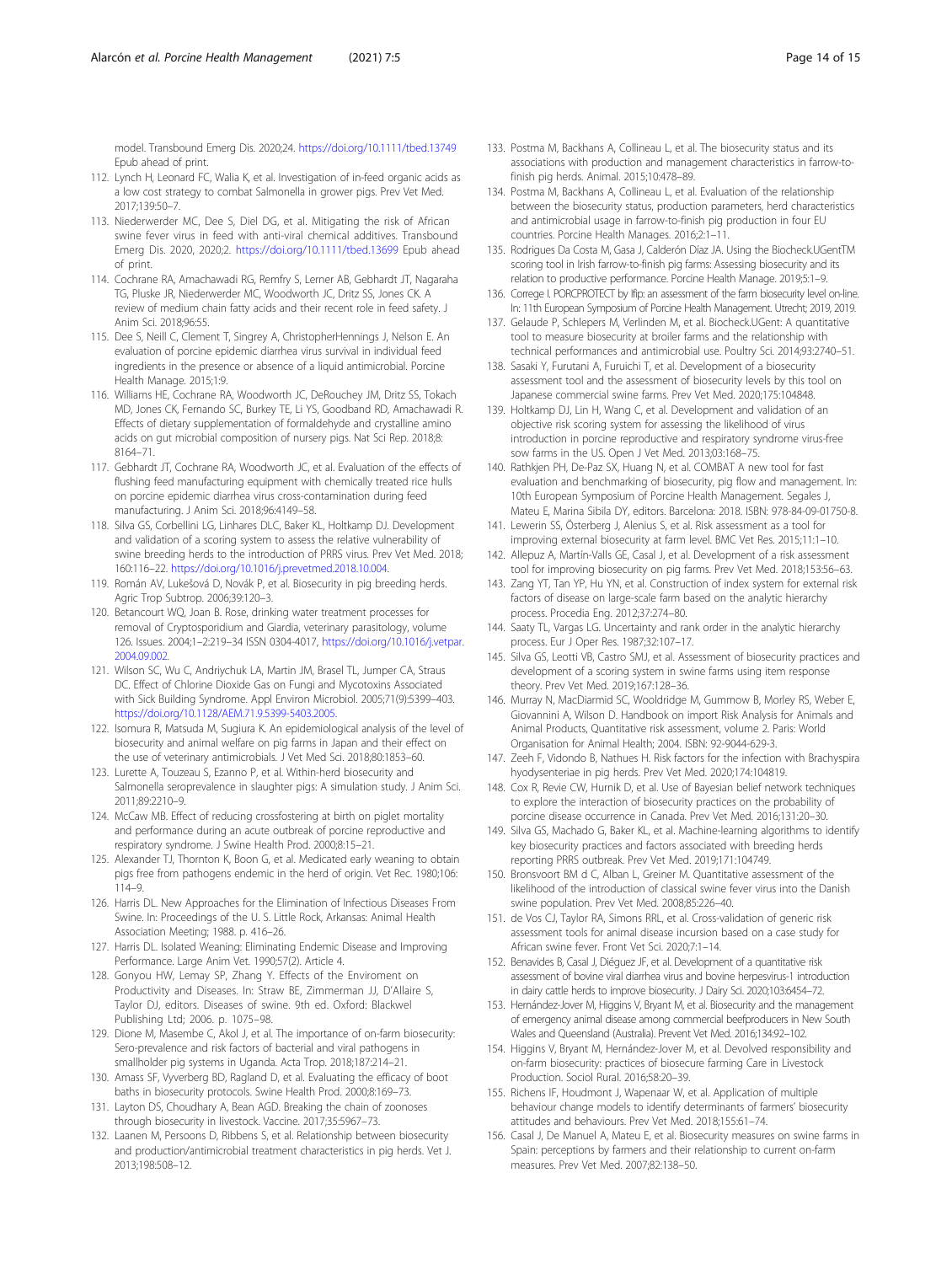model. Transbound Emerg Dis. 2020;24. https://doi.org/10.1111/tbed.13749 Epub ahead of print.

112. Lynch H, Leonard FC, Walia K, et al. Investigation of in-feed organic acids as a low cost strategy to combat Salmonella in grower pigs. Prev Vet Med. 2017;139:50–7.
113. Niederwerder MC, Dee S, Diel DG, et al. Mitigating the risk of African swine fever virus in feed with anti-viral chemical additives. Transbound Emerg Dis. 2020, 2020;2. https://doi.org/10.1111/tbed.13699 Epub ahead of print.
114. Cochrane RA, Amachawadi RG, Remfry S, Lerner AB, Gebhardt JT, Nagaraha TG, Pluske JR, Niederwerder MC, Woodworth JC, Dritz SS, Jones CK. A review of medium chain fatty acids and their recent role in feed safety. J Anim Sci. 2018;96:55.
115. Dee S, Neill C, Clement T, Singrey A, ChristopherHennings J, Nelson E. An evaluation of porcine epidemic diarrhea virus survival in individual feed ingredients in the presence or absence of a liquid antimicrobial. Porcine Health Manage. 2015;1:9.
116. Williams HE, Cochrane RA, Woodworth JC, DeRouchey JM, Dritz SS, Tokach MD, Jones CK, Fernando SC, Burkey TE, Li YS, Goodband RD, Amachawadi R. Effects of dietary supplementation of formaldehyde and crystalline amino acids on gut microbial composition of nursery pigs. Nat Sci Rep. 2018;8:8164–71.
117. Gebhardt JT, Cochrane RA, Woodworth JC, et al. Evaluation of the effects of flushing feed manufacturing equipment with chemically treated rice hulls on porcine epidemic diarrhea virus cross-contamination during feed manufacturing. J Anim Sci. 2018;96:4149–58.
118. Silva GS, Corbellini LG, Linhares DLC, Baker KL, Holtkamp DJ. Development and validation of a scoring system to assess the relative vulnerability of swine breeding herds to the introduction of PRRS virus. Prev Vet Med. 2018;160:116–22. https://doi.org/10.1016/j.prevetmed.2018.10.004.
119. Román AV, Lukešová D, Novák P, et al. Biosecurity in pig breeding herds. Agric Trop Subtrop. 2006;39:120–3.
120. Betancourt WQ, Joan B. Rose, drinking water treatment processes for removal of Cryptosporidium and Giardia, veterinary parasitology, volume 126. Issues. 2004;1–2:219–34 ISSN 0304-4017, https://doi.org/10.1016/j.vetpar.2004.09.002.
121. Wilson SC, Wu C, Andriychuk LA, Martin JM, Brasel TL, Jumper CA, Straus DC. Effect of Chlorine Dioxide Gas on Fungi and Mycotoxins Associated with Sick Building Syndrome. Appl Environ Microbiol. 2005;71(9):5399–403. https://doi.org/10.1128/AEM.71.9.5399-5403.2005.
122. Isomura R, Matsuda M, Sugiura K. An epidemiological analysis of the level of biosecurity and animal welfare on pig farms in Japan and their effect on the use of veterinary antimicrobials. J Vet Med Sci. 2018;80:1853–60.
123. Lurette A, Touzeau S, Ezanno P, et al. Within-herd biosecurity and Salmonella seroprevalence in slaughter pigs: A simulation study. J Anim Sci. 2011;89:2210–9.
124. McCaw MB. Effect of reducing crossfostering at birth on piglet mortality and performance during an acute outbreak of porcine reproductive and respiratory syndrome. J Swine Health Prod. 2000;8:15–21.
125. Alexander TJ, Thornton K, Boon G, et al. Medicated early weaning to obtain pigs free from pathogens endemic in the herd of origin. Vet Rec. 1980;106:114–9.
126. Harris DL. New Approaches for the Elimination of Infectious Diseases From Swine. In: Proceedings of the U. S. Little Rock, Arkansas: Animal Health Association Meeting; 1988. p. 416–26.
127. Harris DL. Isolated Weaning: Eliminating Endemic Disease and Improving Performance. Large Anim Vet. 1990;57(2). Article 4.
128. Gonyou HW, Lemay SP, Zhang Y. Effects of the Enviroment on Productivity and Diseases. In: Straw BE, Zimmerman JJ, D'Allaire S, Taylor DJ, editors. Diseases of swine. 9th ed. Oxford: Blackwel Publishing Ltd; 2006. p. 1075–98.
129. Dione M, Masembe C, Akol J, et al. The importance of on-farm biosecurity: Sero-prevalence and risk factors of bacterial and viral pathogens in smallholder pig systems in Uganda. Acta Trop. 2018;187:214–21.
130. Amass SF, Vyverberg BD, Ragland D, et al. Evaluating the efficacy of boot baths in biosecurity protocols. Swine Health Prod. 2000;8:169–73.
131. Layton DS, Choudhary A, Bean AGD. Breaking the chain of zoonoses through biosecurity in livestock. Vaccine. 2017;35:5967–73.
132. Laanen M, Persoons D, Ribbens S, et al. Relationship between biosecurity and production/antimicrobial treatment characteristics in pig herds. Vet J. 2013;198:508–12.
133. Postma M, Backhans A, Collineau L, et al. The biosecurity status and its associations with production and management characteristics in farrow-to-finish pig herds. Animal. 2015;10:478–89.
134. Postma M, Backhans A, Collineau L, et al. Evaluation of the relationship between the biosecurity status, production parameters, herd characteristics and antimicrobial usage in farrow-to-finish pig production in four EU countries. Porcine Health Manages. 2016;2:1–11.
135. Rodrigues Da Costa M, Gasa J, Calderón Díaz JA. Using the Biocheck.UGentTM scoring tool in Irish farrow-to-finish pig farms: Assessing biosecurity and its relation to productive performance. Porcine Health Manage. 2019;5:1–9.
136. Correge I. PORCPROTECT by Ifip: an assessment of the farm biosecurity level on-line. In: 11th European Symposium of Porcine Health Management. Utrecht; 2019, 2019.
137. Gelaude P, Schlepers M, Verlinden M, et al. Biocheck.UGent: A quantitative tool to measure biosecurity at broiler farms and the relationship with technical performances and antimicrobial use. Poultry Sci. 2014;93:2740–51.
138. Sasaki Y, Furutani A, Furuichi T, et al. Development of a biosecurity assessment tool and the assessment of biosecurity levels by this tool on Japanese commercial swine farms. Prev Vet Med. 2020;175:104848.
139. Holtkamp DJ, Lin H, Wang C, et al. Development and validation of an objective risk scoring system for assessing the likelihood of virus introduction in porcine reproductive and respiratory syndrome virus-free sow farms in the US. Open J Vet Med. 2013;03:168–75.
140. Rathkjen PH, De-Paz SX, Huang N, et al. COMBAT A new tool for fast evaluation and benchmarking of biosecurity, pig flow and management. In: 10th European Symposium of Porcine Health Management. Segales J, Mateu E, Marina Sibila DY, editors. Barcelona: 2018. ISBN: 978-84-09-01750-8.
141. Lewerin SS, Österberg J, Alenius S, et al. Risk assessment as a tool for improving external biosecurity at farm level. BMC Vet Res. 2015;11:1–10.
142. Allepuz A, Martín-Valls GE, Casal J, et al. Development of a risk assessment tool for improving biosecurity on pig farms. Prev Vet Med. 2018;153:56–63.
143. Zang YT, Tan YP, Hu YN, et al. Construction of index system for external risk factors of disease on large-scale farm based on the analytic hierarchy process. Procedia Eng. 2012;37:274–80.
144. Saaty TL, Vargas LG. Uncertainty and rank order in the analytic hierarchy process. Eur J Oper Res. 1987;32:107–17.
145. Silva GS, Leotti VB, Castro SMJ, et al. Assessment of biosecurity practices and development of a scoring system in swine farms using item response theory. Prev Vet Med. 2019;167:128–36.
146. Murray N, MacDiarmid SC, Wooldridge M, Gummow B, Morley RS, Weber E, Giovannini A, Wilson D. Handbook on import Risk Analysis for Animals and Animal Products, Quantitative risk assessment, volume 2. Paris: World Organisation for Animal Health; 2004. ISBN: 92-9044-629-3.
147. Zeeh F, Vidondo B, Nathues H. Risk factors for the infection with Brachyspira hyodysenteriae in pig herds. Prev Vet Med. 2020;174:104819.
148. Cox R, Revie CW, Hurnik D, et al. Use of Bayesian belief network techniques to explore the interaction of biosecurity practices on the probability of porcine disease occurrence in Canada. Prev Vet Med. 2016;131:20–30.
149. Silva GS, Machado G, Baker KL, et al. Machine-learning algorithms to identify key biosecurity practices and factors associated with breeding herds reporting PRRS outbreak. Prev Vet Med. 2019;171:104749.
150. Bronsvoort BM d C, Alban L, Greiner M. Quantitative assessment of the likelihood of the introduction of classical swine fever virus into the Danish swine population. Prev Vet Med. 2008;85:226–40.
151. de Vos CJ, Taylor RA, Simons RRL, et al. Cross-validation of generic risk assessment tools for animal disease incursion based on a case study for African swine fever. Front Vet Sci. 2020;7:1–14.
152. Benavides B, Casal J, Diéguez JF, et al. Development of a quantitative risk assessment of bovine viral diarrhea virus and bovine herpesvirus-1 introduction in dairy cattle herds to improve biosecurity. J Dairy Sci. 2020;103:6454–72.
153. Hernández-Jover M, Higgins V, Bryant M, et al. Biosecurity and the management of emergency animal disease among commercial beefproducers in New South Wales and Queensland (Australia). Prevent Vet Med. 2016;134:92–102.
154. Higgins V, Bryant M, Hernández-Jover M, et al. Devolved responsibility and on-farm biosecurity: practices of biosecure farming Care in Livestock Production. Sociol Rural. 2016;58:20–39.
155. Richens IF, Houdmont J, Wapenaar W, et al. Application of multiple behaviour change models to identify determinants of farmers' biosecurity attitudes and behaviours. Prev Vet Med. 2018;155:61–74.
156. Casal J, De Manuel A, Mateu E, et al. Biosecurity measures on swine farms in Spain: perceptions by farmers and their relationship to current on-farm measures. Prev Vet Med. 2007;82:138–50.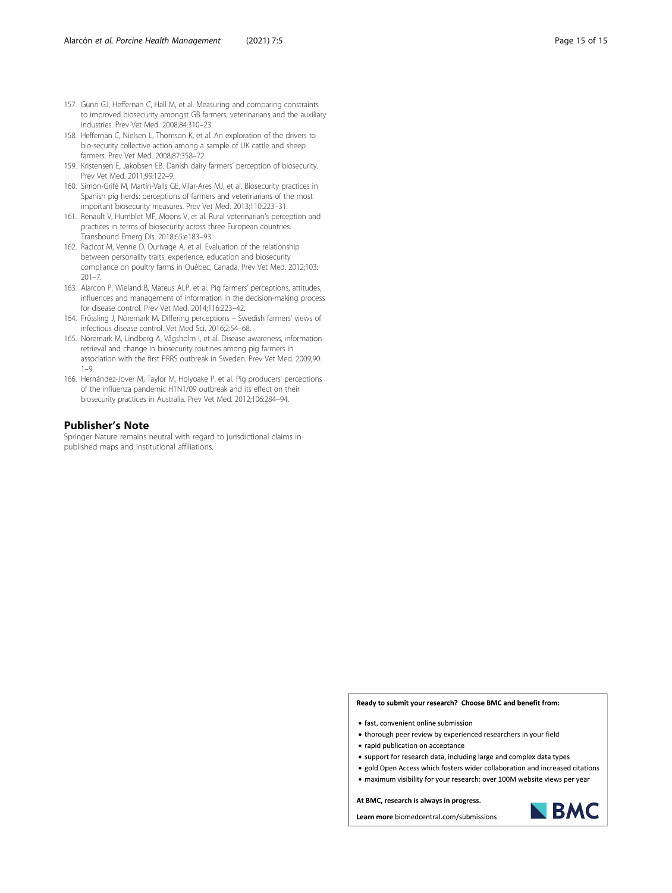157. Gunn GJ, Heffernan C, Hall M, et al. Measuring and comparing constraints to improved biosecurity amongst GB farmers, veterinarians and the auxiliary industries. Prev Vet Med. 2008;84:310–23.
158. Heffernan C, Nielsen L, Thomson K, et al. An exploration of the drivers to bio-security collective action among a sample of UK cattle and sheep farmers. Prev Vet Med. 2008;87:358–72.
159. Kristensen E, Jakobsen EB. Danish dairy farmers' perception of biosecurity. Prev Vet Med. 2011;99:122–9.
160. Simon-Grifé M, Martín-Valls GE, Vilar-Ares MJ, et al. Biosecurity practices in Spanish pig herds: perceptions of farmers and veterinarians of the most important biosecurity measures. Prev Vet Med. 2013;110:223–31.
161. Renault V, Humblet MF, Moons V, et al. Rural veterinarian's perception and practices in terms of biosecurity across three European countries. Transbound Emerg Dis. 2018;65:e183–93.
162. Racicot M, Venne D, Durivage A, et al. Evaluation of the relationship between personality traits, experience, education and biosecurity compliance on poultry farms in Québec, Canada. Prev Vet Med. 2012;103:201–7.
163. Alarcon P, Wieland B, Mateus ALP, et al. Pig farmers' perceptions, attitudes, influences and management of information in the decision-making process for disease control. Prev Vet Med. 2014;116:223–42.
164. Frössling J, Nöremark M. Differing perceptions – Swedish farmers' views of infectious disease control. Vet Med Sci. 2016;2:54–68.
165. Nöremark M, Lindberg A, Vågsholm I, et al. Disease awareness, information retrieval and change in biosecurity routines among pig farmers in association with the first PRRS outbreak in Sweden. Prev Vet Med. 2009;90:1–9.
166. Hernández-Jover M, Taylor M, Holyoake P, et al. Pig producers' perceptions of the influenza pandemic H1N1/09 outbreak and its effect on their biosecurity practices in Australia. Prev Vet Med. 2012;106:284–94.

## Publisher's Note

Springer Nature remains neutral with regard to jurisdictional claims in published maps and institutional affiliations.

**Ready to submit your research? Choose BMC and benefit from:**

- fast, convenient online submission
- thorough peer review by experienced researchers in your field
- rapid publication on acceptance
- support for research data, including large and complex data types
- gold Open Access which fosters wider collaboration and increased citations
- maximum visibility for your research: over 100M website views per year

**At BMC, research is always in progress.**

**Learn more** biomedcentral.com/submissions